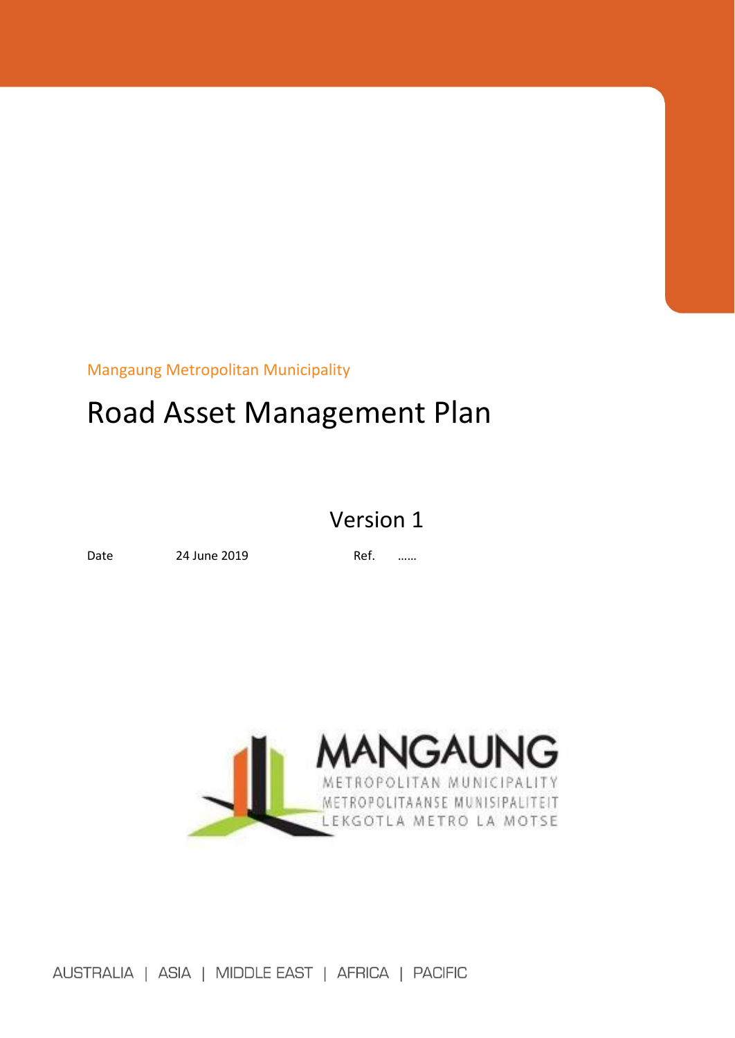Mangaung Metropolitan Municipality

# Road Asset Management Plan

Version 1

Date 24 June 2019 Ref. ……

MANGAUNG
METROPOLITAN MUNICIPALITY
METROPOLITAANSE MUNISIPALITEIT
LEKGOTLA METRO LA MOTSE

AUSTRALIA | ASIA | MIDDLE EAST | AFRICA | PACIFIC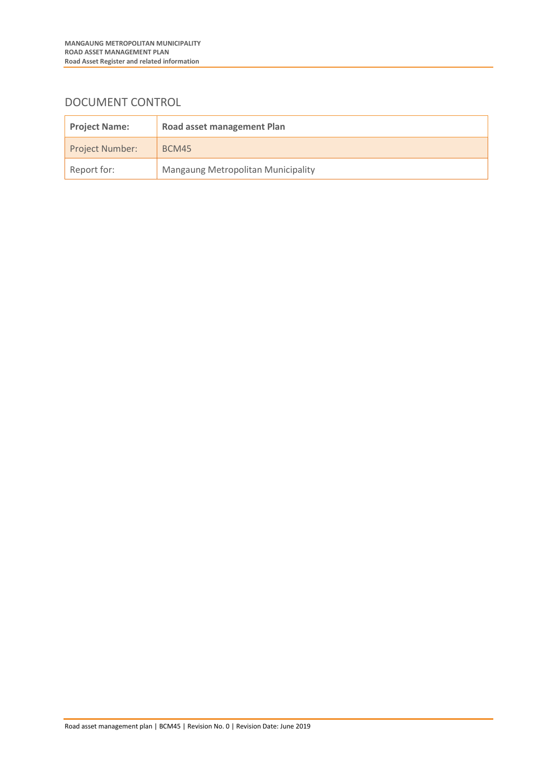## DOCUMENT CONTROL

| **Project Name:** | **Road asset management Plan** |
|---|---|
| Project Number: | BCM45 |
| Report for: | Mangaung Metropolitan Municipality |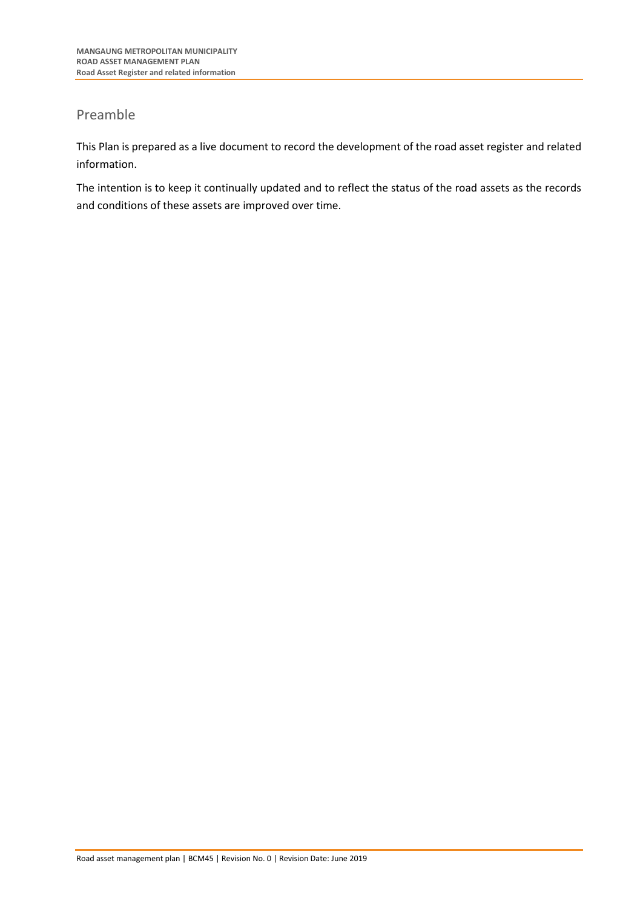## Preamble

This Plan is prepared as a live document to record the development of the road asset register and related information.

The intention is to keep it continually updated and to reflect the status of the road assets as the records and conditions of these assets are improved over time.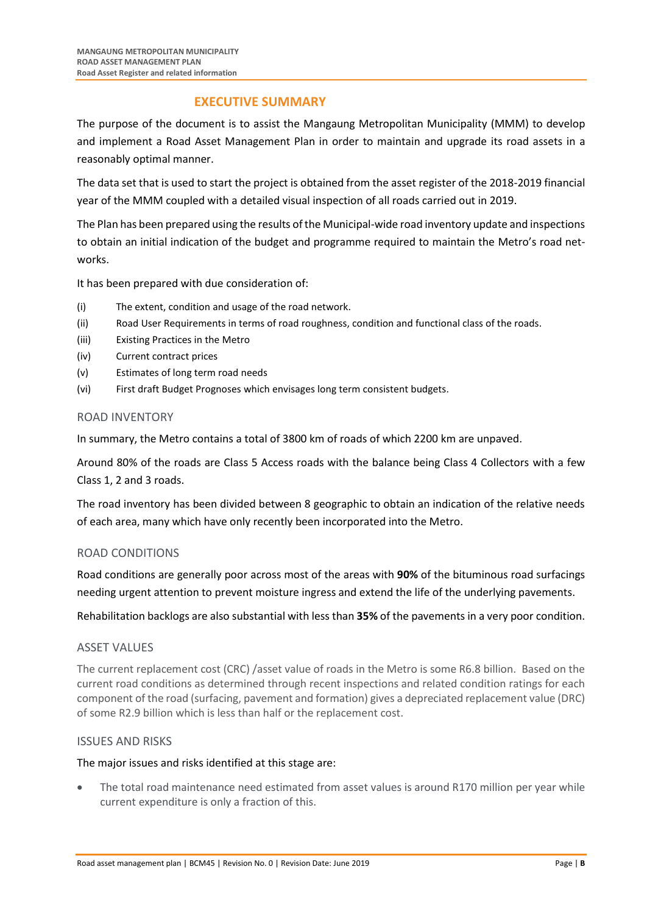# EXECUTIVE SUMMARY

The purpose of the document is to assist the Mangaung Metropolitan Municipality (MMM) to develop and implement a Road Asset Management Plan in order to maintain and upgrade its road assets in a reasonably optimal manner.

The data set that is used to start the project is obtained from the asset register of the 2018-2019 financial year of the MMM coupled with a detailed visual inspection of all roads carried out in 2019.

The Plan has been prepared using the results of the Municipal-wide road inventory update and inspections to obtain an initial indication of the budget and programme required to maintain the Metro's road networks.

It has been prepared with due consideration of:

(i) The extent, condition and usage of the road network.

(ii) Road User Requirements in terms of road roughness, condition and functional class of the roads.

(iii) Existing Practices in the Metro

(iv) Current contract prices

(v) Estimates of long term road needs

(vi) First draft Budget Prognoses which envisages long term consistent budgets.

## ROAD INVENTORY

In summary, the Metro contains a total of 3800 km of roads of which 2200 km are unpaved.

Around 80% of the roads are Class 5 Access roads with the balance being Class 4 Collectors with a few Class 1, 2 and 3 roads.

The road inventory has been divided between 8 geographic to obtain an indication of the relative needs of each area, many which have only recently been incorporated into the Metro.

## ROAD CONDITIONS

Road conditions are generally poor across most of the areas with **90%** of the bituminous road surfacings needing urgent attention to prevent moisture ingress and extend the life of the underlying pavements.

Rehabilitation backlogs are also substantial with less than **35%** of the pavements in a very poor condition.

## ASSET VALUES

The current replacement cost (CRC) /asset value of roads in the Metro is some R6.8 billion. Based on the current road conditions as determined through recent inspections and related condition ratings for each component of the road (surfacing, pavement and formation) gives a depreciated replacement value (DRC) of some R2.9 billion which is less than half or the replacement cost.

## ISSUES AND RISKS

The major issues and risks identified at this stage are:

- The total road maintenance need estimated from asset values is around R170 million per year while current expenditure is only a fraction of this.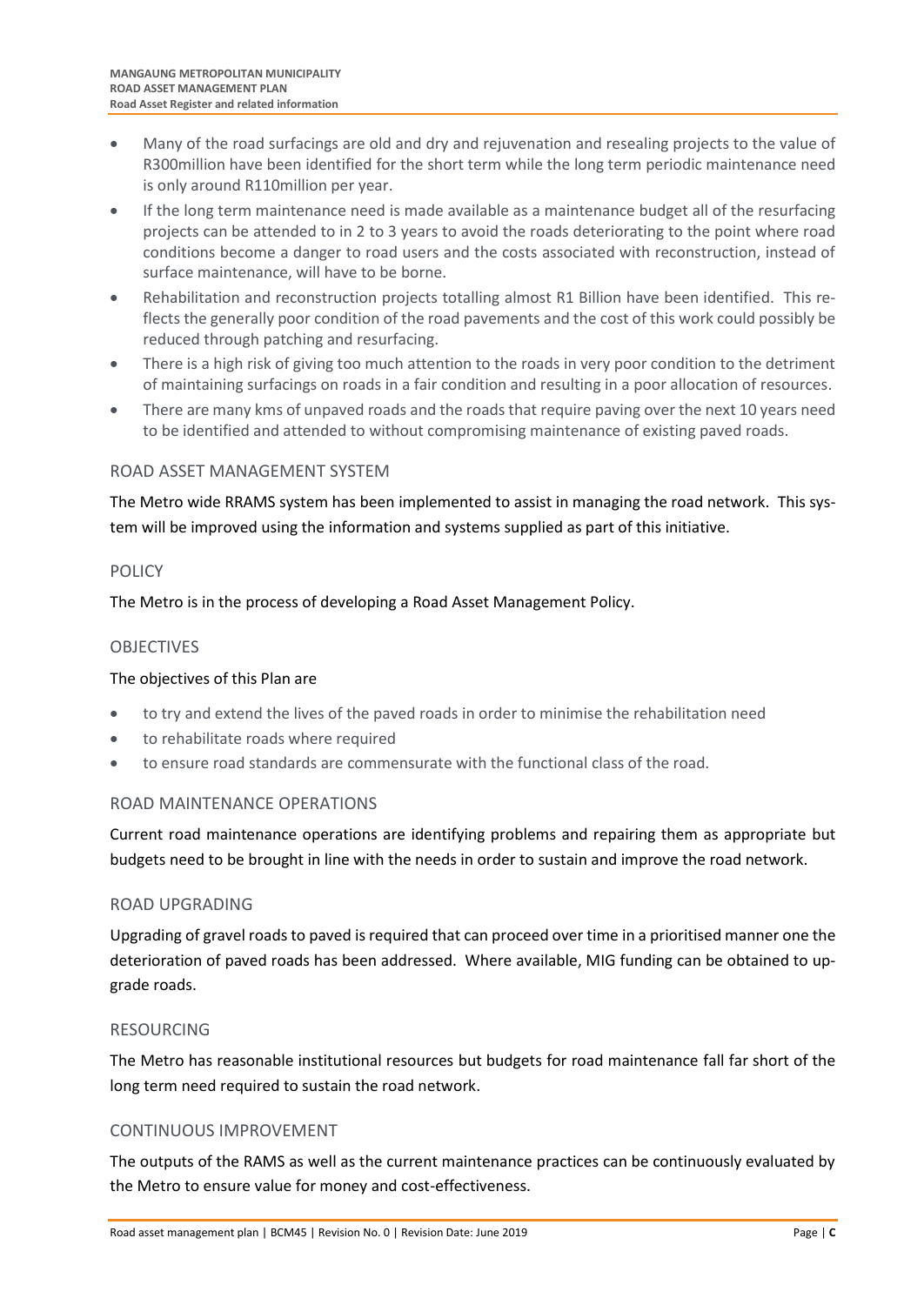- Many of the road surfacings are old and dry and rejuvenation and resealing projects to the value of R300million have been identified for the short term while the long term periodic maintenance need is only around R110million per year.
- If the long term maintenance need is made available as a maintenance budget all of the resurfacing projects can be attended to in 2 to 3 years to avoid the roads deteriorating to the point where road conditions become a danger to road users and the costs associated with reconstruction, instead of surface maintenance, will have to be borne.
- Rehabilitation and reconstruction projects totalling almost R1 Billion have been identified. This reflects the generally poor condition of the road pavements and the cost of this work could possibly be reduced through patching and resurfacing.
- There is a high risk of giving too much attention to the roads in very poor condition to the detriment of maintaining surfacings on roads in a fair condition and resulting in a poor allocation of resources.
- There are many kms of unpaved roads and the roads that require paving over the next 10 years need to be identified and attended to without compromising maintenance of existing paved roads.

## ROAD ASSET MANAGEMENT SYSTEM

The Metro wide RRAMS system has been implemented to assist in managing the road network. This system will be improved using the information and systems supplied as part of this initiative.

## POLICY

The Metro is in the process of developing a Road Asset Management Policy.

## OBJECTIVES

The objectives of this Plan are

- to try and extend the lives of the paved roads in order to minimise the rehabilitation need
- to rehabilitate roads where required
- to ensure road standards are commensurate with the functional class of the road.

## ROAD MAINTENANCE OPERATIONS

Current road maintenance operations are identifying problems and repairing them as appropriate but budgets need to be brought in line with the needs in order to sustain and improve the road network.

## ROAD UPGRADING

Upgrading of gravel roads to paved is required that can proceed over time in a prioritised manner one the deterioration of paved roads has been addressed. Where available, MIG funding can be obtained to upgrade roads.

## RESOURCING

The Metro has reasonable institutional resources but budgets for road maintenance fall far short of the long term need required to sustain the road network.

## CONTINUOUS IMPROVEMENT

The outputs of the RAMS as well as the current maintenance practices can be continuously evaluated by the Metro to ensure value for money and cost-effectiveness.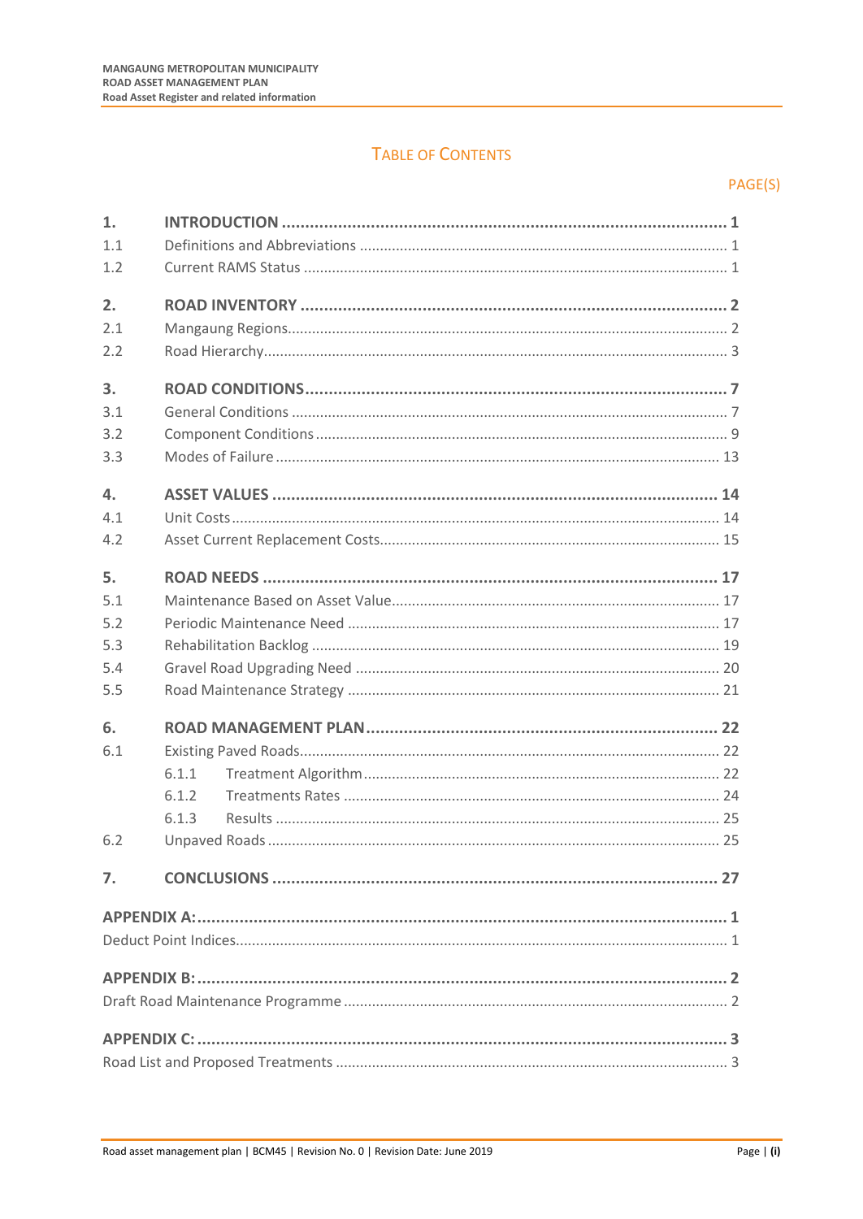# Table of Contents

PAGE(S)

| | | |
|---|---|---|
| **1.** | **INTRODUCTION** | **1** |
| 1.1 | Definitions and Abbreviations | 1 |
| 1.2 | Current RAMS Status | 1 |
| **2.** | **ROAD INVENTORY** | **2** |
| 2.1 | Mangaung Regions | 2 |
| 2.2 | Road Hierarchy | 3 |
| **3.** | **ROAD CONDITIONS** | **7** |
| 3.1 | General Conditions | 7 |
| 3.2 | Component Conditions | 9 |
| 3.3 | Modes of Failure | 13 |
| **4.** | **ASSET VALUES** | **14** |
| 4.1 | Unit Costs | 14 |
| 4.2 | Asset Current Replacement Costs | 15 |
| **5.** | **ROAD NEEDS** | **17** |
| 5.1 | Maintenance Based on Asset Value | 17 |
| 5.2 | Periodic Maintenance Need | 17 |
| 5.3 | Rehabilitation Backlog | 19 |
| 5.4 | Gravel Road Upgrading Need | 20 |
| 5.5 | Road Maintenance Strategy | 21 |
| **6.** | **ROAD MANAGEMENT PLAN** | **22** |
| 6.1 | Existing Paved Roads | 22 |
| | 6.1.1 Treatment Algorithm | 22 |
| | 6.1.2 Treatments Rates | 24 |
| | 6.1.3 Results | 25 |
| 6.2 | Unpaved Roads | 25 |
| **7.** | **CONCLUSIONS** | **27** |
| **APPENDIX A:** | | **1** |
| Deduct Point Indices | | 1 |
| **APPENDIX B:** | | **2** |
| Draft Road Maintenance Programme | | 2 |
| **APPENDIX C:** | | **3** |
| Road List and Proposed Treatments | | 3 |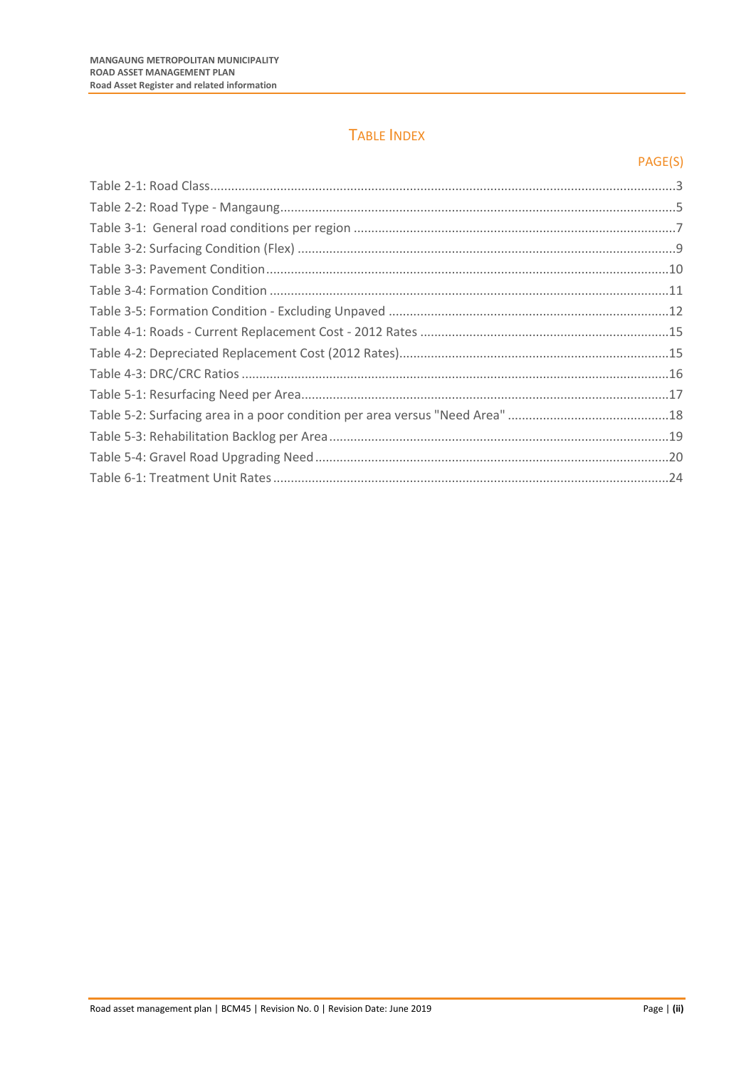## TABLE INDEX

PAGE(S)

Table 2-1: Road Class....................................................................................................................3
Table 2-2: Road Type - Mangaung...............................................................................................5
Table 3-1: General road conditions per region ..........................................................................7
Table 3-2: Surfacing Condition (Flex) ..........................................................................................9
Table 3-3: Pavement Condition...................................................................................................10
Table 3-4: Formation Condition .................................................................................................11
Table 3-5: Formation Condition - Excluding Unpaved ...............................................................12
Table 4-1: Roads - Current Replacement Cost - 2012 Rates ......................................................15
Table 4-2: Depreciated Replacement Cost (2012 Rates)............................................................15
Table 4-3: DRC/CRC Ratios .........................................................................................................16
Table 5-1: Resurfacing Need per Area........................................................................................17
Table 5-2: Surfacing area in a poor condition per area versus "Need Area" .............................18
Table 5-3: Rehabilitation Backlog per Area ................................................................................19
Table 5-4: Gravel Road Upgrading Need ....................................................................................20
Table 6-1: Treatment Unit Rates ................................................................................................24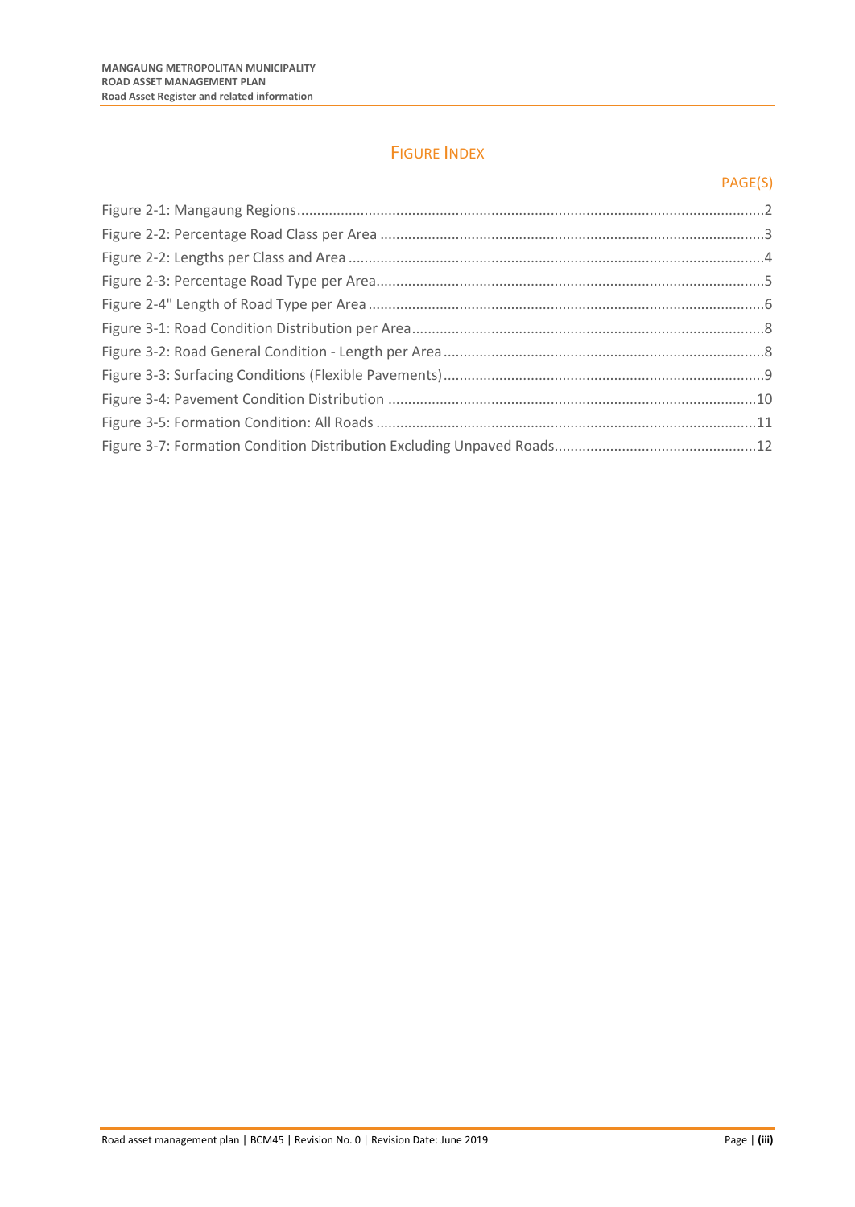# FIGURE INDEX

PAGE(S)

Figure 2-1: Mangaung Regions.....................................................................................................................2
Figure 2-2: Percentage Road Class per Area ................................................................................................3
Figure 2-2: Lengths per Class and Area ........................................................................................................4
Figure 2-3: Percentage Road Type per Area..................................................................................................5
Figure 2-4" Length of Road Type per Area ...................................................................................................6
Figure 3-1: Road Condition Distribution per Area.........................................................................................8
Figure 3-2: Road General Condition - Length per Area .................................................................................8
Figure 3-3: Surfacing Conditions (Flexible Pavements).................................................................................9
Figure 3-4: Pavement Condition Distribution .............................................................................................10
Figure 3-5: Formation Condition: All Roads ...............................................................................................11
Figure 3-7: Formation Condition Distribution Excluding Unpaved Roads...................................................12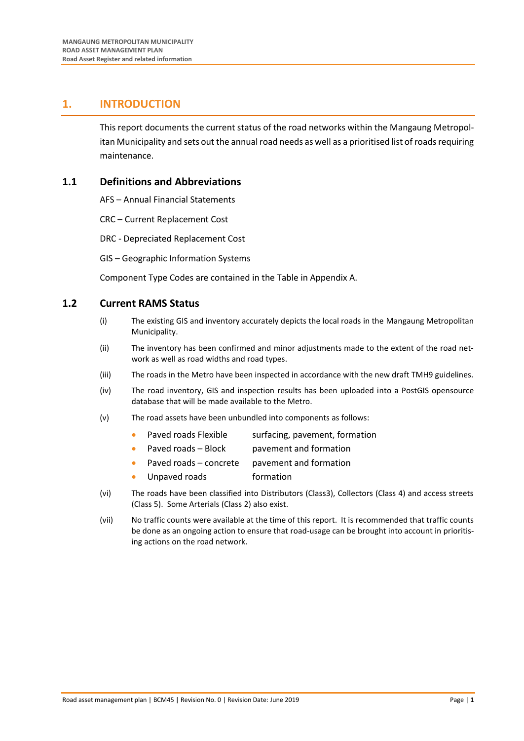# 1. INTRODUCTION

This report documents the current status of the road networks within the Mangaung Metropolitan Municipality and sets out the annual road needs as well as a prioritised list of roads requiring maintenance.

## 1.1 Definitions and Abbreviations

AFS – Annual Financial Statements

CRC – Current Replacement Cost

DRC - Depreciated Replacement Cost

GIS – Geographic Information Systems

Component Type Codes are contained in the Table in Appendix A.

## 1.2 Current RAMS Status

(i) The existing GIS and inventory accurately depicts the local roads in the Mangaung Metropolitan Municipality.

(ii) The inventory has been confirmed and minor adjustments made to the extent of the road network as well as road widths and road types.

(iii) The roads in the Metro have been inspected in accordance with the new draft TMH9 guidelines.

(iv) The road inventory, GIS and inspection results has been uploaded into a PostGIS opensource database that will be made available to the Metro.

(v) The road assets have been unbundled into components as follows:

- Paved roads Flexible — surfacing, pavement, formation
- Paved roads – Block — pavement and formation
- Paved roads – concrete — pavement and formation
- Unpaved roads — formation

(vi) The roads have been classified into Distributors (Class3), Collectors (Class 4) and access streets (Class 5). Some Arterials (Class 2) also exist.

(vii) No traffic counts were available at the time of this report. It is recommended that traffic counts be done as an ongoing action to ensure that road-usage can be brought into account in prioritising actions on the road network.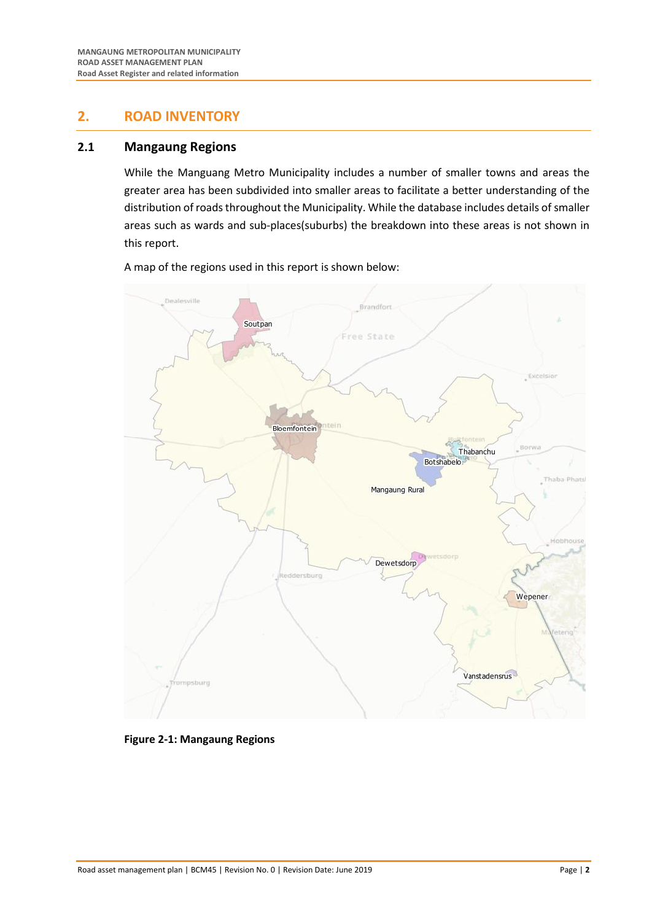## 2. ROAD INVENTORY

### 2.1 Mangaung Regions

While the Manguang Metro Municipality includes a number of smaller towns and areas the greater area has been subdivided into smaller areas to facilitate a better understanding of the distribution of roads throughout the Municipality. While the database includes details of smaller areas such as wards and sub-places(suburbs) the breakdown into these areas is not shown in this report.

A map of the regions used in this report is shown below:

**Figure 2-1: Mangaung Regions**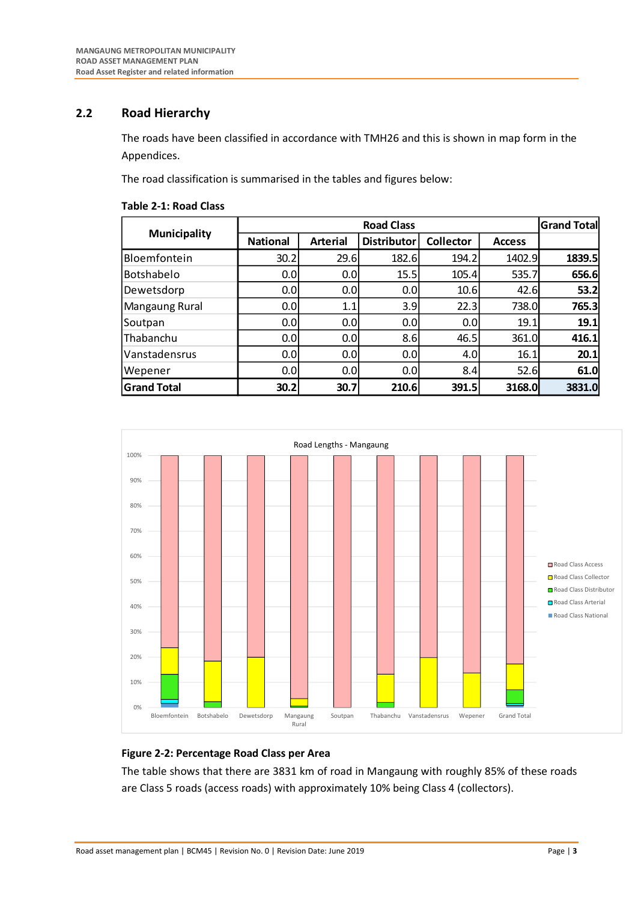## 2.2 Road Hierarchy

The roads have been classified in accordance with TMH26 and this is shown in map form in the Appendices.

The road classification is summarised in the tables and figures below:

**Table 2-1: Road Class**

| Municipality | Road Class | | | | | Grand Total |
|---|---|---|---|---|---|---|
| | National | Arterial | Distributor | Collector | Access | |
| Bloemfontein | 30.2 | 29.6 | 182.6 | 194.2 | 1402.9 | **1839.5** |
| Botshabelo | 0.0 | 0.0 | 15.5 | 105.4 | 535.7 | **656.6** |
| Dewetsdorp | 0.0 | 0.0 | 0.0 | 10.6 | 42.6 | **53.2** |
| Mangaung Rural | 0.0 | 1.1 | 3.9 | 22.3 | 738.0 | **765.3** |
| Soutpan | 0.0 | 0.0 | 0.0 | 0.0 | 19.1 | **19.1** |
| Thabanchu | 0.0 | 0.0 | 8.6 | 46.5 | 361.0 | **416.1** |
| Vanstadensrus | 0.0 | 0.0 | 0.0 | 4.0 | 16.1 | **20.1** |
| Wepener | 0.0 | 0.0 | 0.0 | 8.4 | 52.6 | **61.0** |
| **Grand Total** | **30.2** | **30.7** | **210.6** | **391.5** | **3168.0** | **3831.0** |

**Figure 2-2: Percentage Road Class per Area**

The table shows that there are 3831 km of road in Mangaung with roughly 85% of these roads are Class 5 roads (access roads) with approximately 10% being Class 4 (collectors).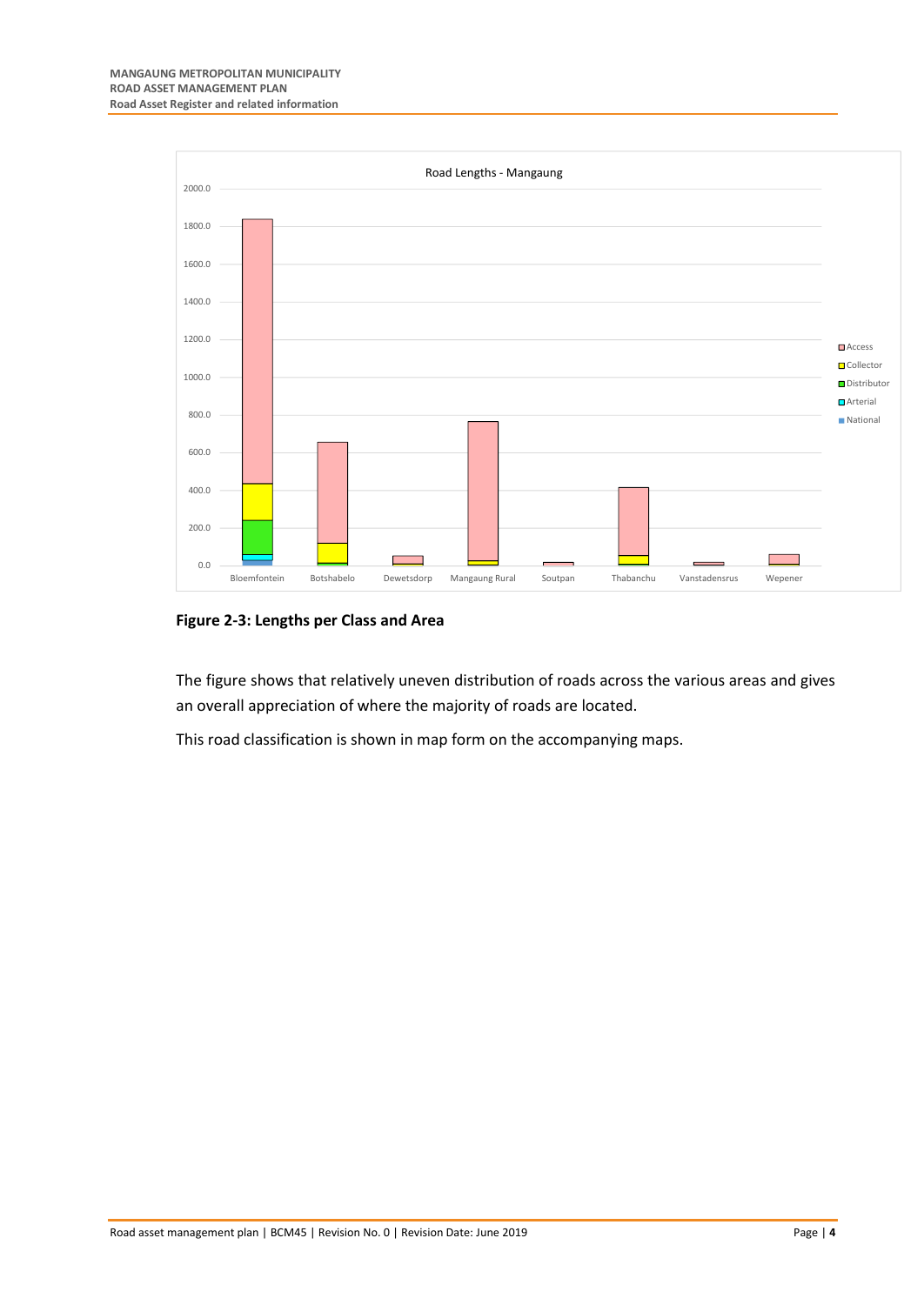**Figure 2-3: Lengths per Class and Area**

The figure shows that relatively uneven distribution of roads across the various areas and gives an overall appreciation of where the majority of roads are located.

This road classification is shown in map form on the accompanying maps.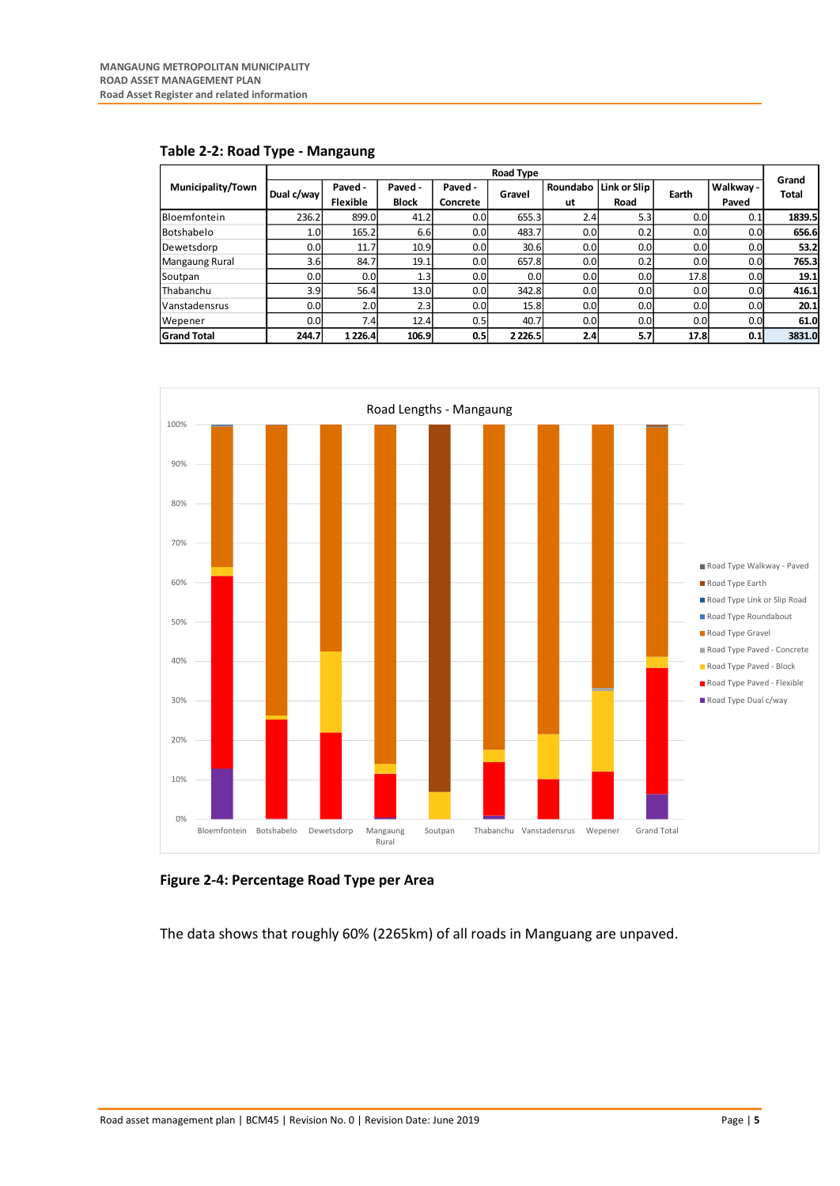**Table 2-2: Road Type - Mangaung**

| Municipality/Town | Road Type | | | | | | | | | Grand Total |
|---|---|---|---|---|---|---|---|---|---|---|
| | Dual c/way | Paved - Flexible | Paved - Block | Paved - Concrete | Gravel | Roundabout | Link or Slip Road | Earth | Walkway - Paved | |
| Bloemfontein | 236.2 | 899.0 | 41.2 | 0.0 | 655.3 | 2.4 | 5.3 | 0.0 | 0.1 | **1839.5** |
| Botshabelo | 1.0 | 165.2 | 6.6 | 0.0 | 483.7 | 0.0 | 0.2 | 0.0 | 0.0 | **656.6** |
| Dewetsdorp | 0.0 | 11.7 | 10.9 | 0.0 | 30.6 | 0.0 | 0.0 | 0.0 | 0.0 | **53.2** |
| Mangaung Rural | 3.6 | 84.7 | 19.1 | 0.0 | 657.8 | 0.0 | 0.2 | 0.0 | 0.0 | **765.3** |
| Soutpan | 0.0 | 0.0 | 1.3 | 0.0 | 0.0 | 0.0 | 0.0 | 17.8 | 0.0 | **19.1** |
| Thabanchu | 3.9 | 56.4 | 13.0 | 0.0 | 342.8 | 0.0 | 0.0 | 0.0 | 0.0 | **416.1** |
| Vanstadensrus | 0.0 | 2.0 | 2.3 | 0.0 | 15.8 | 0.0 | 0.0 | 0.0 | 0.0 | **20.1** |
| Wepener | 0.0 | 7.4 | 12.4 | 0.5 | 40.7 | 0.0 | 0.0 | 0.0 | 0.0 | **61.0** |
| **Grand Total** | **244.7** | **1 226.4** | **106.9** | **0.5** | **2 226.5** | **2.4** | **5.7** | **17.8** | **0.1** | **3831.0** |

**Figure 2-4: Percentage Road Type per Area**

The data shows that roughly 60% (2265km) of all roads in Manguang are unpaved.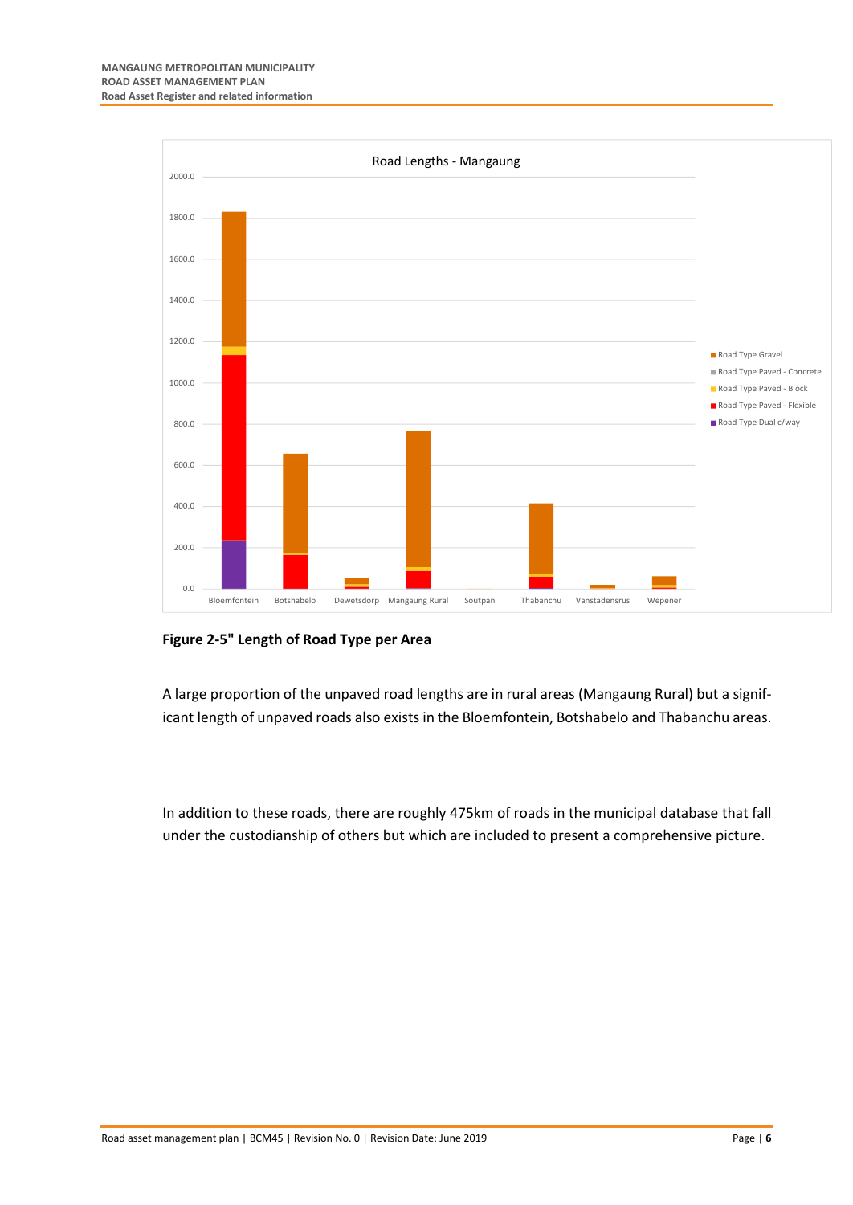**Figure 2-5" Length of Road Type per Area**

A large proportion of the unpaved road lengths are in rural areas (Mangaung Rural) but a significant length of unpaved roads also exists in the Bloemfontein, Botshabelo and Thabanchu areas.

In addition to these roads, there are roughly 475km of roads in the municipal database that fall under the custodianship of others but which are included to present a comprehensive picture.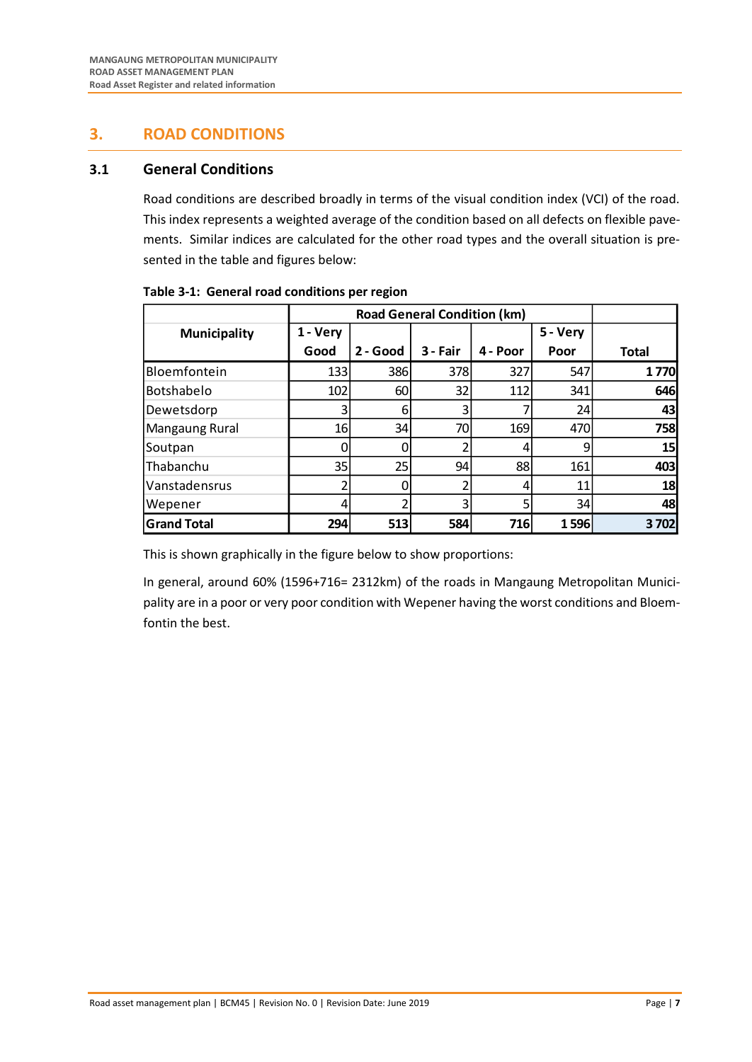# 3. ROAD CONDITIONS

## 3.1 General Conditions

Road conditions are described broadly in terms of the visual condition index (VCI) of the road. This index represents a weighted average of the condition based on all defects on flexible pavements. Similar indices are calculated for the other road types and the overall situation is presented in the table and figures below:

**Table 3-1: General road conditions per region**

| Municipality | Road General Condition (km) | | | | | Total |
|---|---|---|---|---|---|---|
| | 1 - Very Good | 2 - Good | 3 - Fair | 4 - Poor | 5 - Very Poor | |
| Bloemfontein | 133 | 386 | 378 | 327 | 547 | **1 770** |
| Botshabelo | 102 | 60 | 32 | 112 | 341 | **646** |
| Dewetsdorp | 3 | 6 | 3 | 7 | 24 | **43** |
| Mangaung Rural | 16 | 34 | 70 | 169 | 470 | **758** |
| Soutpan | 0 | 0 | 2 | 4 | 9 | **15** |
| Thabanchu | 35 | 25 | 94 | 88 | 161 | **403** |
| Vanstadensrus | 2 | 0 | 2 | 4 | 11 | **18** |
| Wepener | 4 | 2 | 3 | 5 | 34 | **48** |
| **Grand Total** | **294** | **513** | **584** | **716** | **1 596** | **3 702** |

This is shown graphically in the figure below to show proportions:

In general, around 60% (1596+716= 2312km) of the roads in Mangaung Metropolitan Municipality are in a poor or very poor condition with Wepener having the worst conditions and Bloemfontin the best.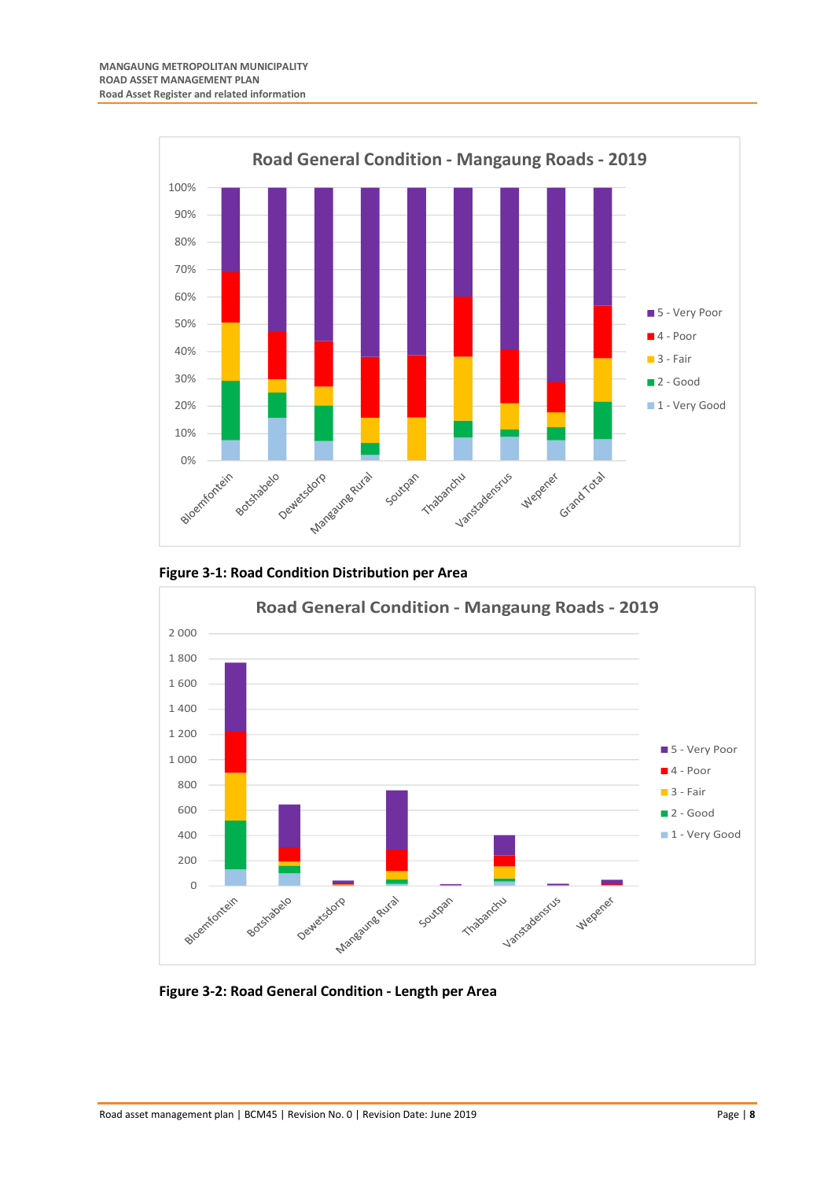**Figure 3-1: Road Condition Distribution per Area**

**Figure 3-2: Road General Condition - Length per Area**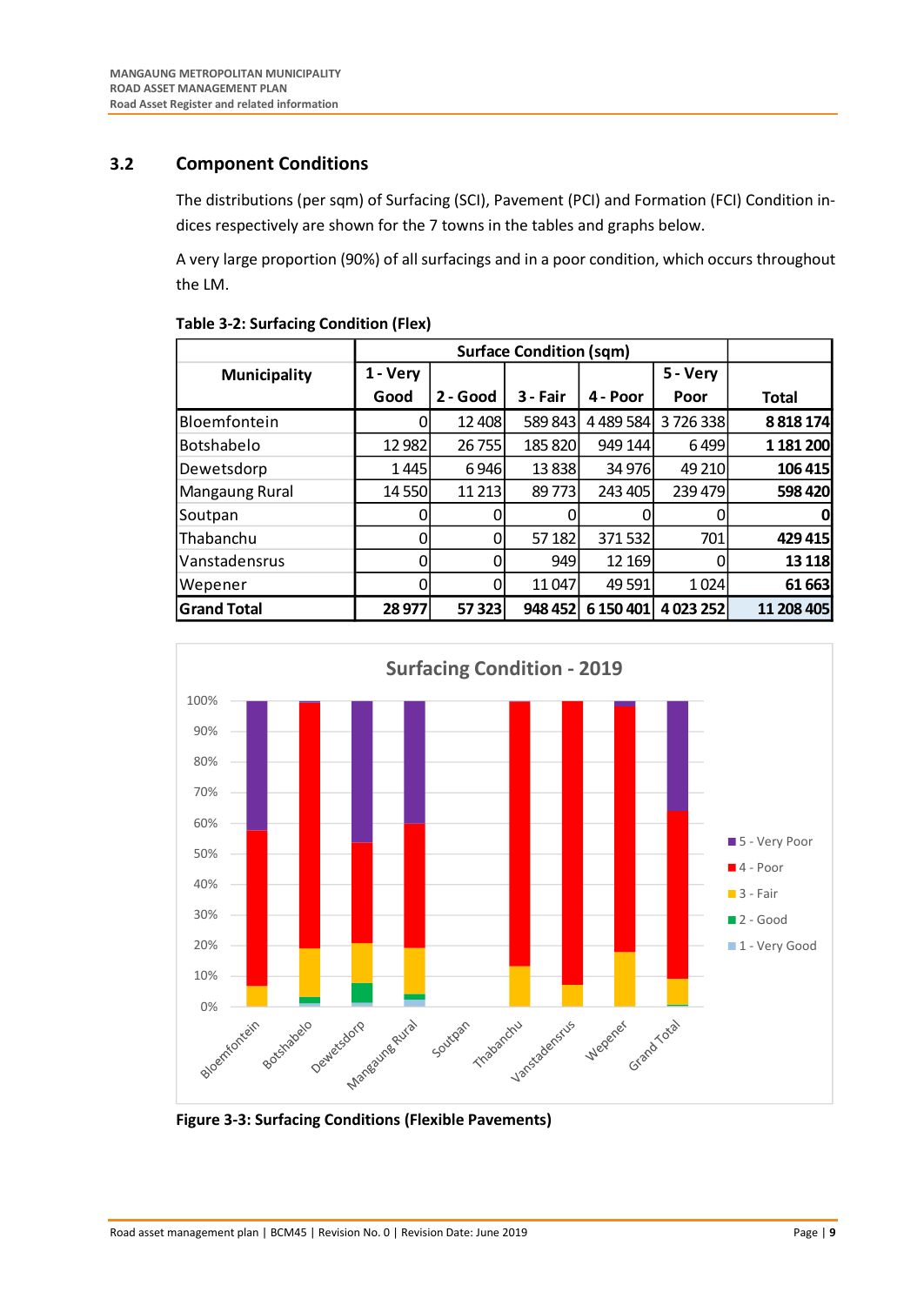## 3.2 Component Conditions

The distributions (per sqm) of Surfacing (SCI), Pavement (PCI) and Formation (FCI) Condition indices respectively are shown for the 7 towns in the tables and graphs below.

A very large proportion (90%) of all surfacings and in a poor condition, which occurs throughout the LM.

**Table 3-2: Surfacing Condition (Flex)**

| Municipality | Surface Condition (sqm) | | | | | |
|---|---|---|---|---|---|---|
| | 1 - Very Good | 2 - Good | 3 - Fair | 4 - Poor | 5 - Very Poor | Total |
| Bloemfontein | 0 | 12 408 | 589 843 | 4 489 584 | 3 726 338 | **8 818 174** |
| Botshabelo | 12 982 | 26 755 | 185 820 | 949 144 | 6 499 | **1 181 200** |
| Dewetsdorp | 1 445 | 6 946 | 13 838 | 34 976 | 49 210 | **106 415** |
| Mangaung Rural | 14 550 | 11 213 | 89 773 | 243 405 | 239 479 | **598 420** |
| Soutpan | 0 | 0 | 0 | 0 | 0 | **0** |
| Thabanchu | 0 | 0 | 57 182 | 371 532 | 701 | **429 415** |
| Vanstadensrus | 0 | 0 | 949 | 12 169 | 0 | **13 118** |
| Wepener | 0 | 0 | 11 047 | 49 591 | 1 024 | **61 663** |
| **Grand Total** | **28 977** | **57 323** | **948 452** | **6 150 401** | **4 023 252** | **11 208 405** |

**Figure 3-3: Surfacing Conditions (Flexible Pavements)**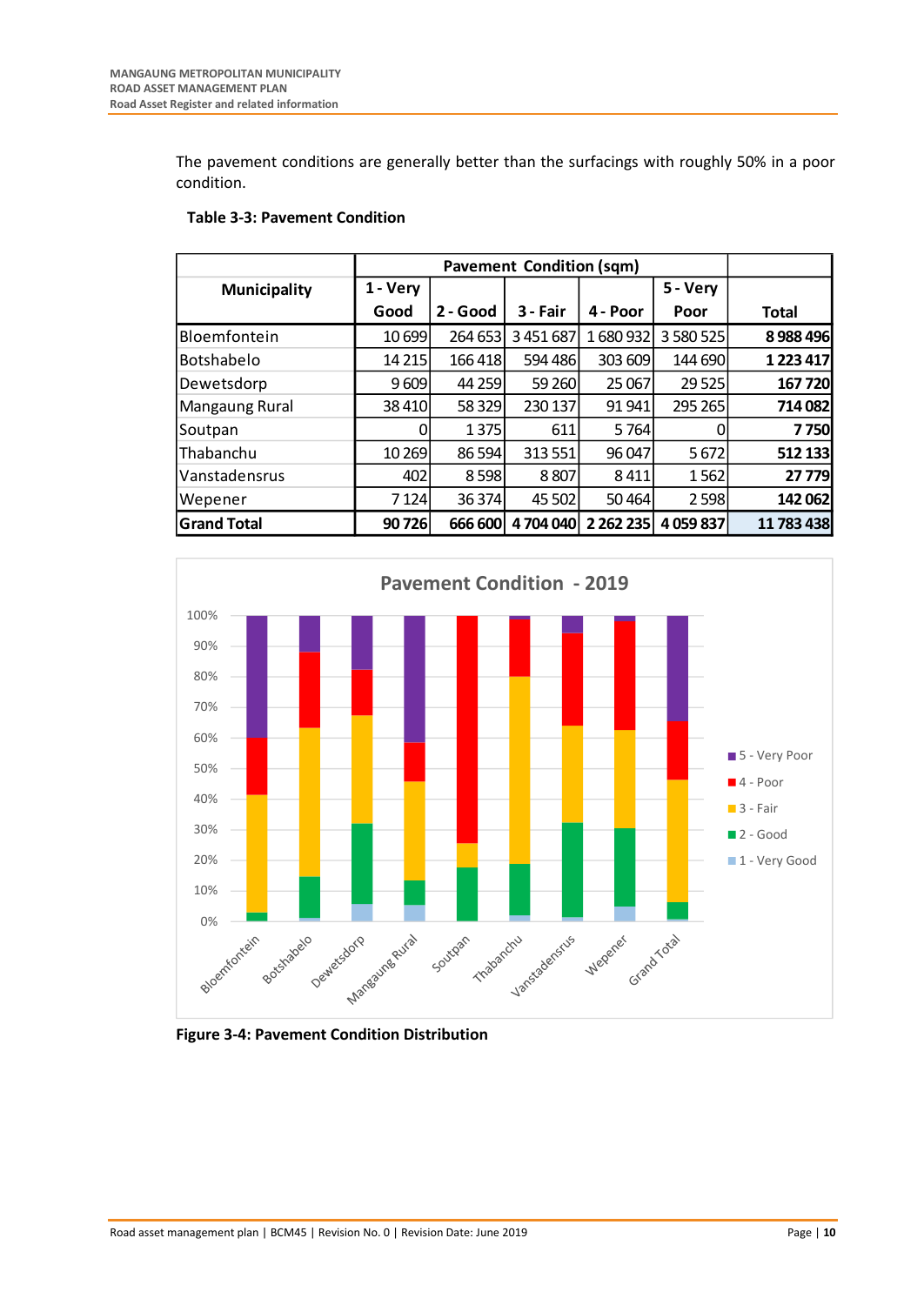The pavement conditions are generally better than the surfacings with roughly 50% in a poor condition.

**Table 3-3: Pavement Condition**

| Municipality | Pavement Condition (sqm) | | | | | Total |
|---|---|---|---|---|---|---|
| | 1 - Very Good | 2 - Good | 3 - Fair | 4 - Poor | 5 - Very Poor | |
| Bloemfontein | 10 699 | 264 653 | 3 451 687 | 1 680 932 | 3 580 525 | **8 988 496** |
| Botshabelo | 14 215 | 166 418 | 594 486 | 303 609 | 144 690 | **1 223 417** |
| Dewetsdorp | 9 609 | 44 259 | 59 260 | 25 067 | 29 525 | **167 720** |
| Mangaung Rural | 38 410 | 58 329 | 230 137 | 91 941 | 295 265 | **714 082** |
| Soutpan | 0 | 1 375 | 611 | 5 764 | 0 | **7 750** |
| Thabanchu | 10 269 | 86 594 | 313 551 | 96 047 | 5 672 | **512 133** |
| Vanstadensrus | 402 | 8 598 | 8 807 | 8 411 | 1 562 | **27 779** |
| Wepener | 7 124 | 36 374 | 45 502 | 50 464 | 2 598 | **142 062** |
| **Grand Total** | **90 726** | **666 600** | **4 704 040** | **2 262 235** | **4 059 837** | **11 783 438** |

**Figure 3-4: Pavement Condition Distribution**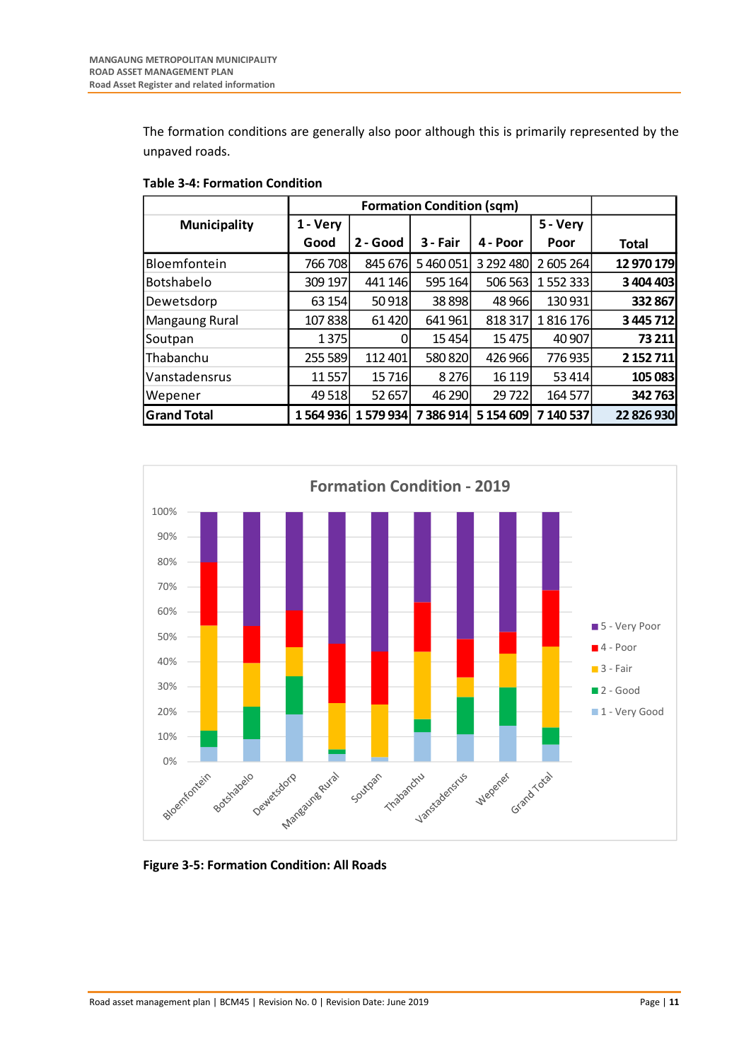The formation conditions are generally also poor although this is primarily represented by the unpaved roads.

**Table 3-4: Formation Condition**

| Municipality | Formation Condition (sqm) | | | | | Total |
|---|---|---|---|---|---|---|
| | 1 - Very Good | 2 - Good | 3 - Fair | 4 - Poor | 5 - Very Poor | |
| Bloemfontein | 766 708 | 845 676 | 5 460 051 | 3 292 480 | 2 605 264 | **12 970 179** |
| Botshabelo | 309 197 | 441 146 | 595 164 | 506 563 | 1 552 333 | **3 404 403** |
| Dewetsdorp | 63 154 | 50 918 | 38 898 | 48 966 | 130 931 | **332 867** |
| Mangaung Rural | 107 838 | 61 420 | 641 961 | 818 317 | 1 816 176 | **3 445 712** |
| Soutpan | 1 375 | 0 | 15 454 | 15 475 | 40 907 | **73 211** |
| Thabanchu | 255 589 | 112 401 | 580 820 | 426 966 | 776 935 | **2 152 711** |
| Vanstadensrus | 11 557 | 15 716 | 8 276 | 16 119 | 53 414 | **105 083** |
| Wepener | 49 518 | 52 657 | 46 290 | 29 722 | 164 577 | **342 763** |
| **Grand Total** | **1 564 936** | **1 579 934** | **7 386 914** | **5 154 609** | **7 140 537** | **22 826 930** |

**Figure 3-5: Formation Condition: All Roads**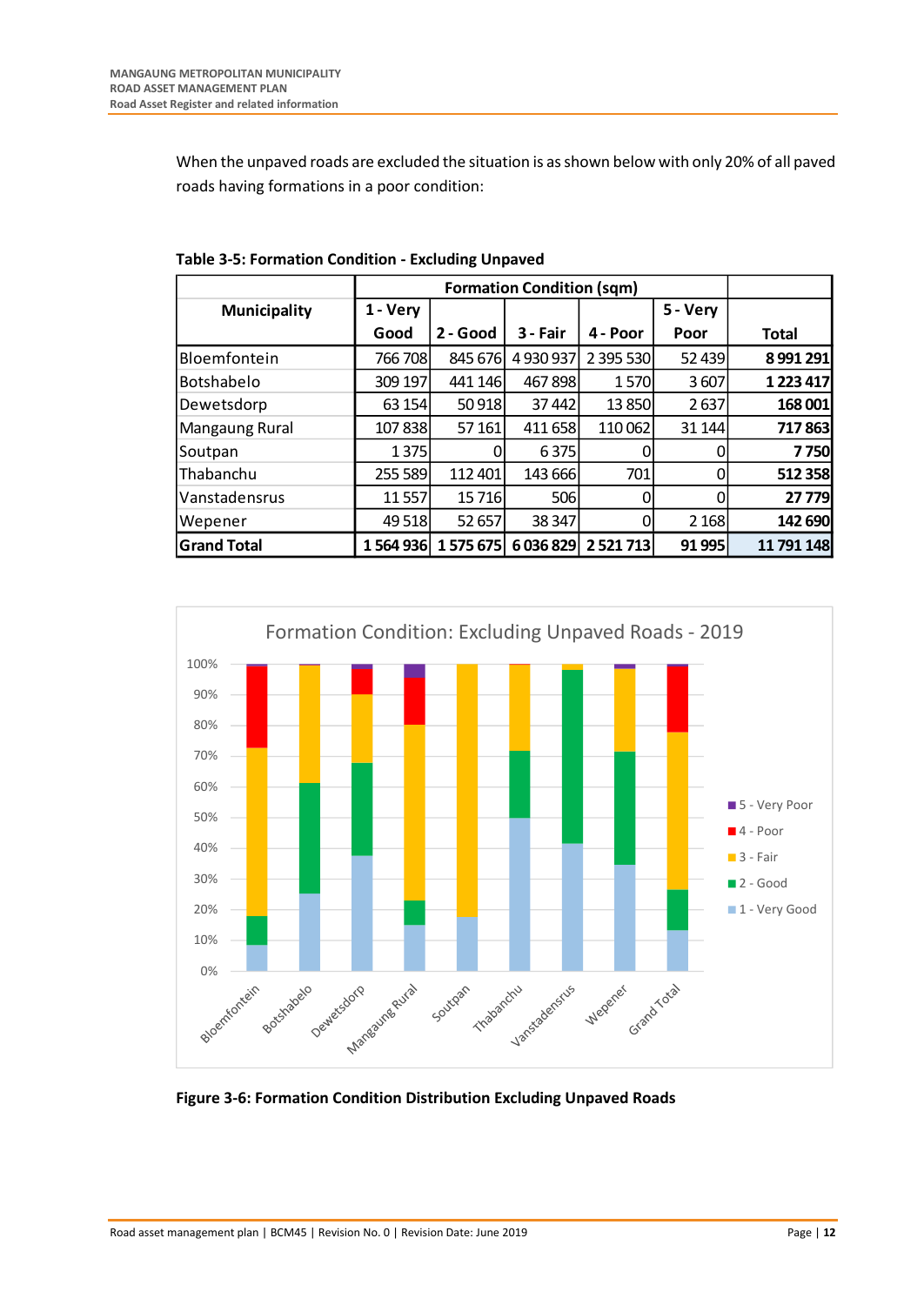When the unpaved roads are excluded the situation is as shown below with only 20% of all paved roads having formations in a poor condition:

**Table 3-5: Formation Condition - Excluding Unpaved**

| Municipality | Formation Condition (sqm) | | | | | |
|---|---|---|---|---|---|---|
| | 1 - Very Good | 2 - Good | 3 - Fair | 4 - Poor | 5 - Very Poor | Total |
| Bloemfontein | 766 708 | 845 676 | 4 930 937 | 2 395 530 | 52 439 | **8 991 291** |
| Botshabelo | 309 197 | 441 146 | 467 898 | 1 570 | 3 607 | **1 223 417** |
| Dewetsdorp | 63 154 | 50 918 | 37 442 | 13 850 | 2 637 | **168 001** |
| Mangaung Rural | 107 838 | 57 161 | 411 658 | 110 062 | 31 144 | **717 863** |
| Soutpan | 1 375 | 0 | 6 375 | 0 | 0 | **7 750** |
| Thabanchu | 255 589 | 112 401 | 143 666 | 701 | 0 | **512 358** |
| Vanstadensrus | 11 557 | 15 716 | 506 | 0 | 0 | **27 779** |
| Wepener | 49 518 | 52 657 | 38 347 | 0 | 2 168 | **142 690** |
| **Grand Total** | **1 564 936** | **1 575 675** | **6 036 829** | **2 521 713** | **91 995** | **11 791 148** |

**Figure 3-6: Formation Condition Distribution Excluding Unpaved Roads**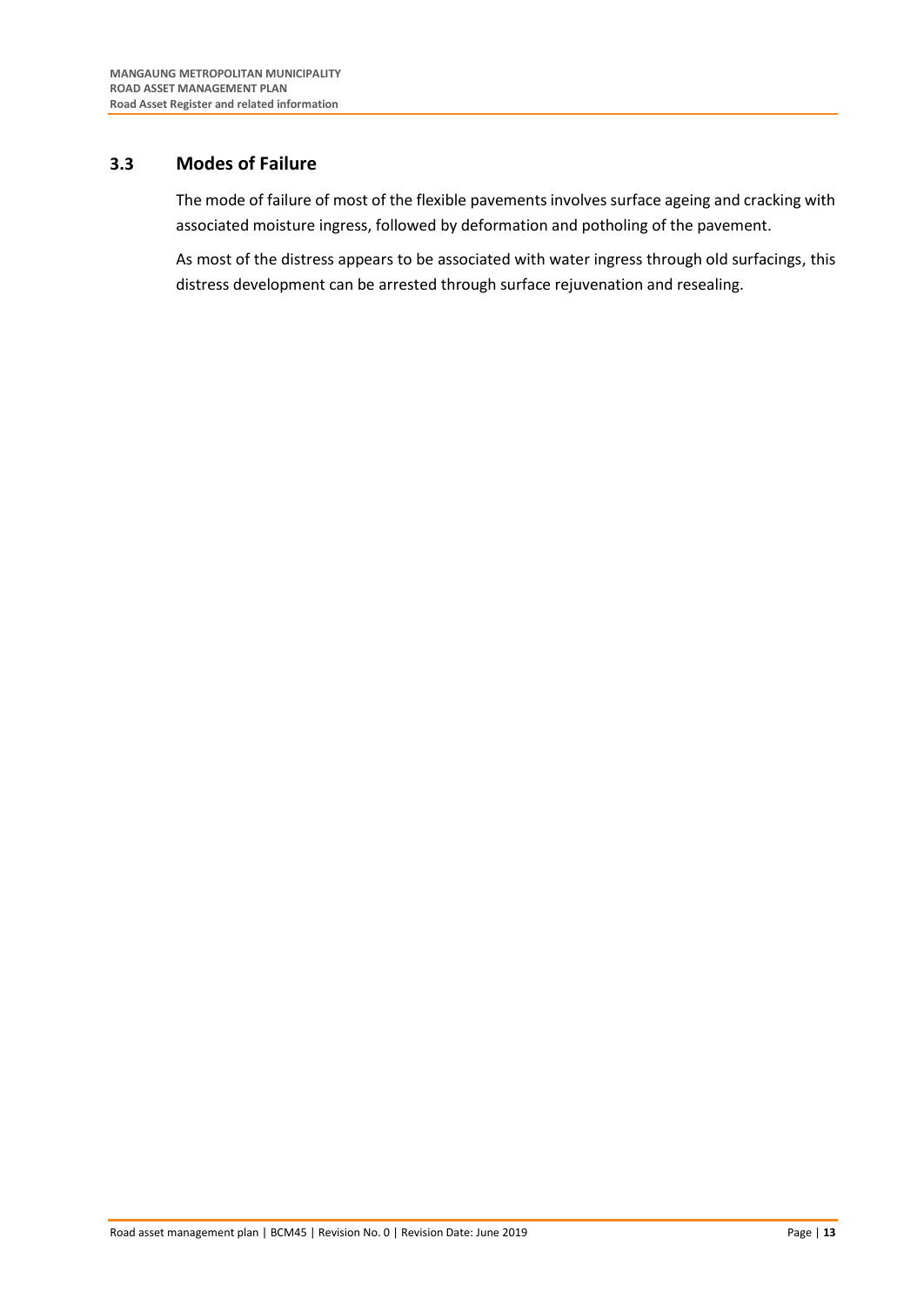## 3.3 Modes of Failure

The mode of failure of most of the flexible pavements involves surface ageing and cracking with associated moisture ingress, followed by deformation and potholing of the pavement.

As most of the distress appears to be associated with water ingress through old surfacings, this distress development can be arrested through surface rejuvenation and resealing.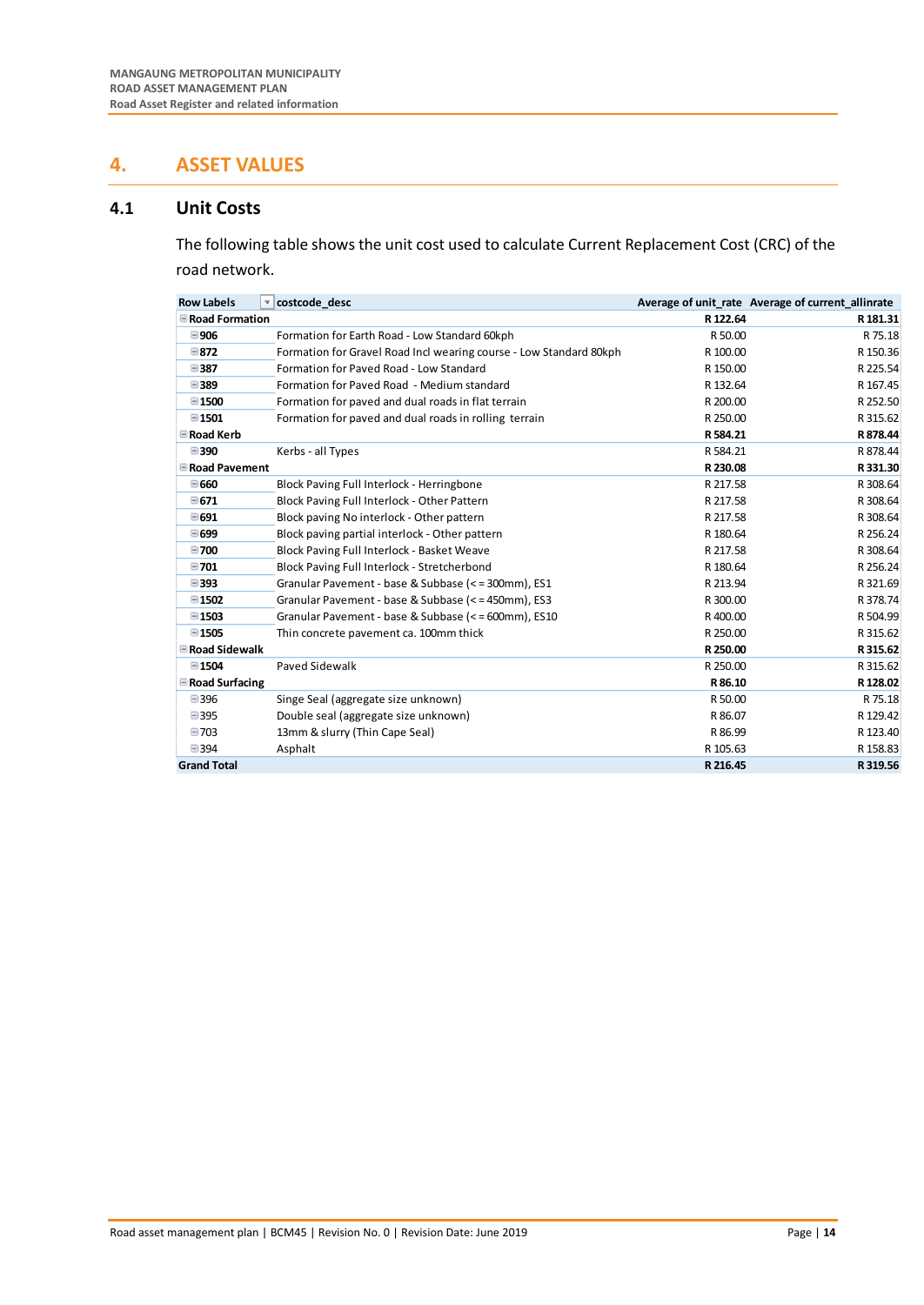# 4. ASSET VALUES

## 4.1 Unit Costs

The following table shows the unit cost used to calculate Current Replacement Cost (CRC) of the road network.

| Row Labels | costcode_desc | Average of unit_rate | Average of current_allinrate |
|---|---|---|---|
| **Road Formation** | | **R 122.64** | **R 181.31** |
| **906** | Formation for Earth Road - Low Standard 60kph | R 50.00 | R 75.18 |
| **872** | Formation for Gravel Road Incl wearing course - Low Standard 80kph | R 100.00 | R 150.36 |
| **387** | Formation for Paved Road - Low Standard | R 150.00 | R 225.54 |
| **389** | Formation for Paved Road - Medium standard | R 132.64 | R 167.45 |
| **1500** | Formation for paved and dual roads in flat terrain | R 200.00 | R 252.50 |
| **1501** | Formation for paved and dual roads in rolling terrain | R 250.00 | R 315.62 |
| **Road Kerb** | | **R 584.21** | **R 878.44** |
| **390** | Kerbs - all Types | R 584.21 | R 878.44 |
| **Road Pavement** | | **R 230.08** | **R 331.30** |
| **660** | Block Paving Full Interlock - Herringbone | R 217.58 | R 308.64 |
| **671** | Block Paving Full Interlock - Other Pattern | R 217.58 | R 308.64 |
| **691** | Block paving No interlock - Other pattern | R 217.58 | R 308.64 |
| **699** | Block paving partial interlock - Other pattern | R 180.64 | R 256.24 |
| **700** | Block Paving Full Interlock - Basket Weave | R 217.58 | R 308.64 |
| **701** | Block Paving Full Interlock - Stretcherbond | R 180.64 | R 256.24 |
| **393** | Granular Pavement - base & Subbase (<=300mm), ES1 | R 213.94 | R 321.69 |
| **1502** | Granular Pavement - base & Subbase (<=450mm), ES3 | R 300.00 | R 378.74 |
| **1503** | Granular Pavement - base & Subbase (<=600mm), ES10 | R 400.00 | R 504.99 |
| **1505** | Thin concrete pavement ca. 100mm thick | R 250.00 | R 315.62 |
| **Road Sidewalk** | | **R 250.00** | **R 315.62** |
| **1504** | Paved Sidewalk | R 250.00 | R 315.62 |
| **Road Surfacing** | | **R 86.10** | **R 128.02** |
| 396 | Singe Seal (aggregate size unknown) | R 50.00 | R 75.18 |
| 395 | Double seal (aggregate size unknown) | R 86.07 | R 129.42 |
| 703 | 13mm & slurry (Thin Cape Seal) | R 86.99 | R 123.40 |
| 394 | Asphalt | R 105.63 | R 158.83 |
| **Grand Total** | | **R 216.45** | **R 319.56** |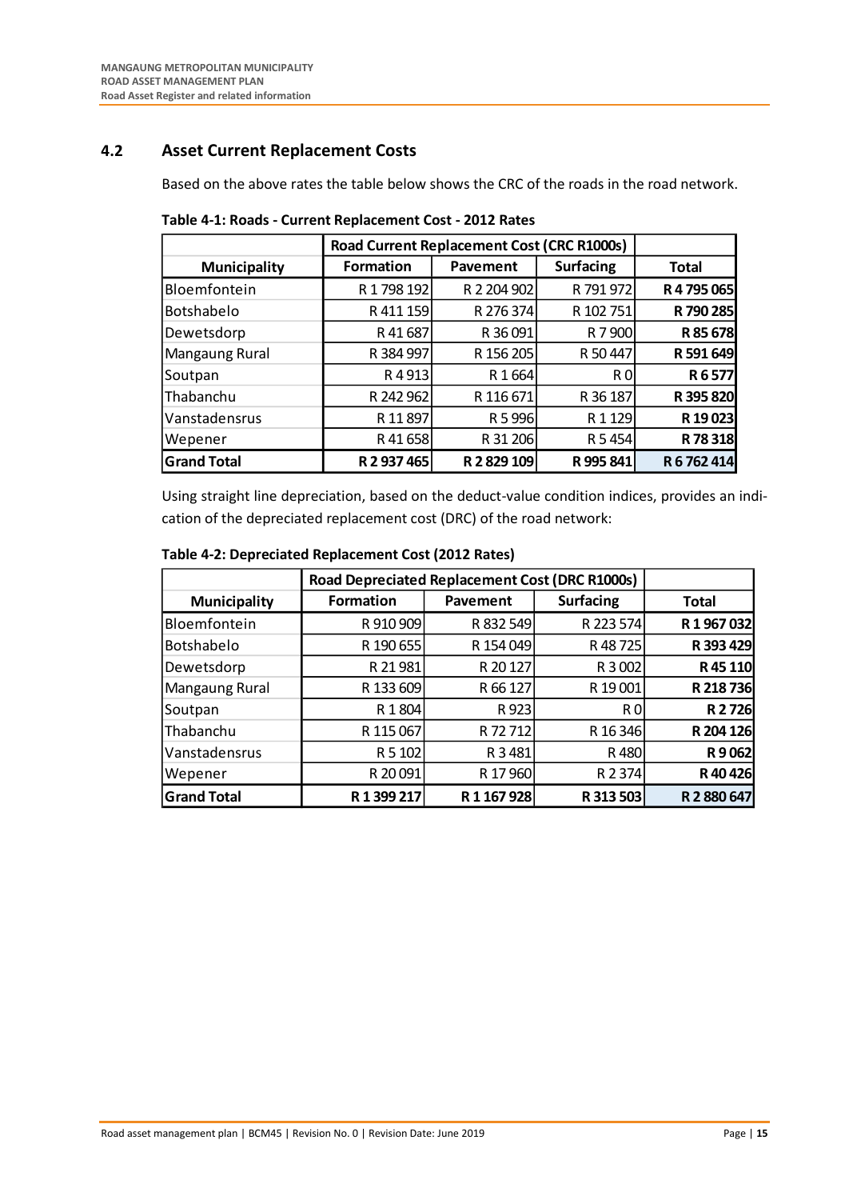## 4.2 Asset Current Replacement Costs

Based on the above rates the table below shows the CRC of the roads in the road network.

**Table 4-1: Roads - Current Replacement Cost - 2012 Rates**

| | Road Current Replacement Cost (CRC R1000s) | | | |
|---|---|---|---|---|
| **Municipality** | **Formation** | **Pavement** | **Surfacing** | **Total** |
| Bloemfontein | R 1 798 192 | R 2 204 902 | R 791 972 | **R 4 795 065** |
| Botshabelo | R 411 159 | R 276 374 | R 102 751 | **R 790 285** |
| Dewetsdorp | R 41 687 | R 36 091 | R 7 900 | **R 85 678** |
| Mangaung Rural | R 384 997 | R 156 205 | R 50 447 | **R 591 649** |
| Soutpan | R 4 913 | R 1 664 | R 0 | **R 6 577** |
| Thabanchu | R 242 962 | R 116 671 | R 36 187 | **R 395 820** |
| Vanstadensrus | R 11 897 | R 5 996 | R 1 129 | **R 19 023** |
| Wepener | R 41 658 | R 31 206 | R 5 454 | **R 78 318** |
| **Grand Total** | **R 2 937 465** | **R 2 829 109** | **R 995 841** | **R 6 762 414** |

Using straight line depreciation, based on the deduct-value condition indices, provides an indication of the depreciated replacement cost (DRC) of the road network:

**Table 4-2: Depreciated Replacement Cost (2012 Rates)**

| | Road Depreciated Replacement Cost (DRC R1000s) | | | |
|---|---|---|---|---|
| **Municipality** | **Formation** | **Pavement** | **Surfacing** | **Total** |
| Bloemfontein | R 910 909 | R 832 549 | R 223 574 | **R 1 967 032** |
| Botshabelo | R 190 655 | R 154 049 | R 48 725 | **R 393 429** |
| Dewetsdorp | R 21 981 | R 20 127 | R 3 002 | **R 45 110** |
| Mangaung Rural | R 133 609 | R 66 127 | R 19 001 | **R 218 736** |
| Soutpan | R 1 804 | R 923 | R 0 | **R 2 726** |
| Thabanchu | R 115 067 | R 72 712 | R 16 346 | **R 204 126** |
| Vanstadensrus | R 5 102 | R 3 481 | R 480 | **R 9 062** |
| Wepener | R 20 091 | R 17 960 | R 2 374 | **R 40 426** |
| **Grand Total** | **R 1 399 217** | **R 1 167 928** | **R 313 503** | **R 2 880 647** |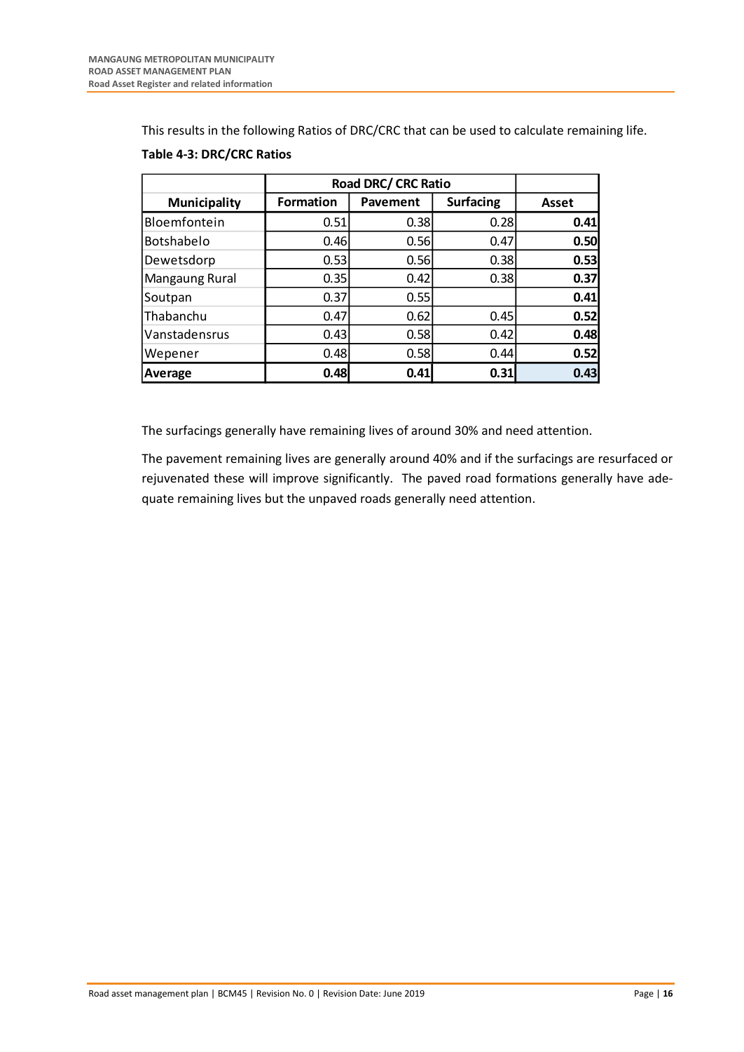This results in the following Ratios of DRC/CRC that can be used to calculate remaining life.

**Table 4-3: DRC/CRC Ratios**

| | Road DRC/ CRC Ratio | | | |
|---|---|---|---|---|
| **Municipality** | **Formation** | **Pavement** | **Surfacing** | **Asset** |
| Bloemfontein | 0.51 | 0.38 | 0.28 | **0.41** |
| Botshabelo | 0.46 | 0.56 | 0.47 | **0.50** |
| Dewetsdorp | 0.53 | 0.56 | 0.38 | **0.53** |
| Mangaung Rural | 0.35 | 0.42 | 0.38 | **0.37** |
| Soutpan | 0.37 | 0.55 | | **0.41** |
| Thabanchu | 0.47 | 0.62 | 0.45 | **0.52** |
| Vanstadensrus | 0.43 | 0.58 | 0.42 | **0.48** |
| Wepener | 0.48 | 0.58 | 0.44 | **0.52** |
| **Average** | **0.48** | **0.41** | **0.31** | **0.43** |

The surfacings generally have remaining lives of around 30% and need attention.

The pavement remaining lives are generally around 40% and if the surfacings are resurfaced or rejuvenated these will improve significantly. The paved road formations generally have adequate remaining lives but the unpaved roads generally need attention.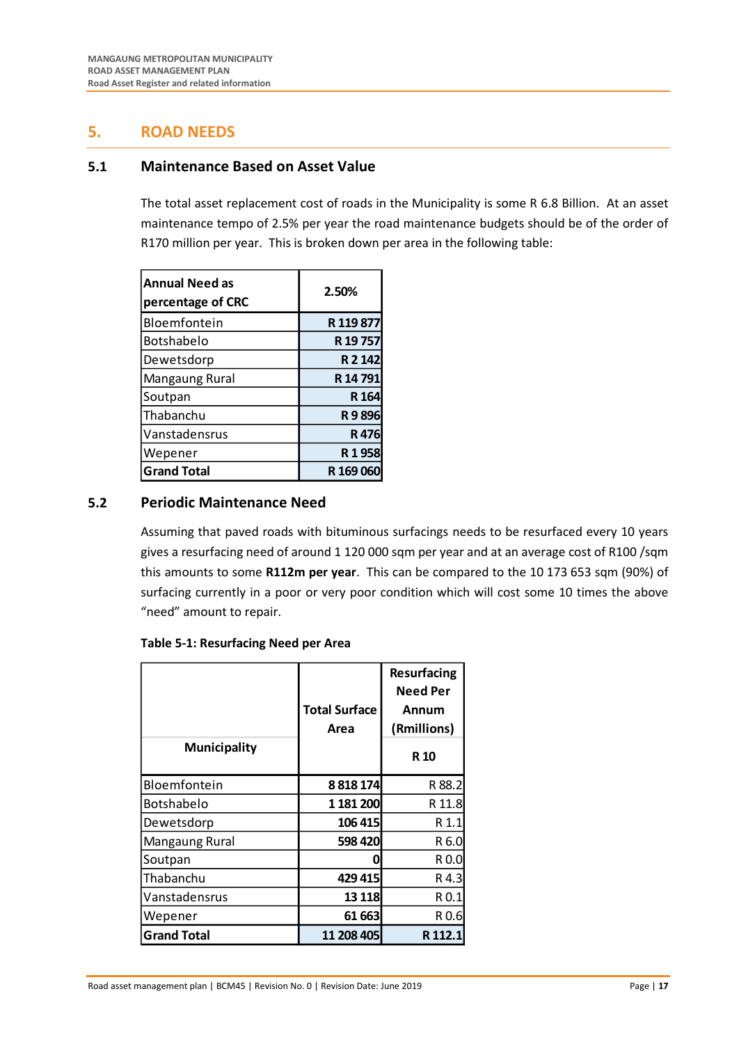## 5. ROAD NEEDS

### 5.1 Maintenance Based on Asset Value

The total asset replacement cost of roads in the Municipality is some R 6.8 Billion. At an asset maintenance tempo of 2.5% per year the road maintenance budgets should be of the order of R170 million per year. This is broken down per area in the following table:

| Annual Need as percentage of CRC | 2.50% |
|---|---|
| Bloemfontein | R 119 877 |
| Botshabelo | R 19 757 |
| Dewetsdorp | R 2 142 |
| Mangaung Rural | R 14 791 |
| Soutpan | R 164 |
| Thabanchu | R 9 896 |
| Vanstadensrus | R 476 |
| Wepener | R 1 958 |
| **Grand Total** | **R 169 060** |

### 5.2 Periodic Maintenance Need

Assuming that paved roads with bituminous surfacings needs to be resurfaced every 10 years gives a resurfacing need of around 1 120 000 sqm per year and at an average cost of R100 /sqm this amounts to some **R112m per year**. This can be compared to the 10 173 653 sqm (90%) of surfacing currently in a poor or very poor condition which will cost some 10 times the above "need" amount to repair.

**Table 5-1: Resurfacing Need per Area**

| Municipality | Total Surface Area | Resurfacing Need Per Annum (Rmillions) |
|---|---|---|
| | | R 10 |
| Bloemfontein | 8 818 174 | R 88.2 |
| Botshabelo | 1 181 200 | R 11.8 |
| Dewetsdorp | 106 415 | R 1.1 |
| Mangaung Rural | 598 420 | R 6.0 |
| Soutpan | 0 | R 0.0 |
| Thabanchu | 429 415 | R 4.3 |
| Vanstadensrus | 13 118 | R 0.1 |
| Wepener | 61 663 | R 0.6 |
| **Grand Total** | **11 208 405** | **R 112.1** |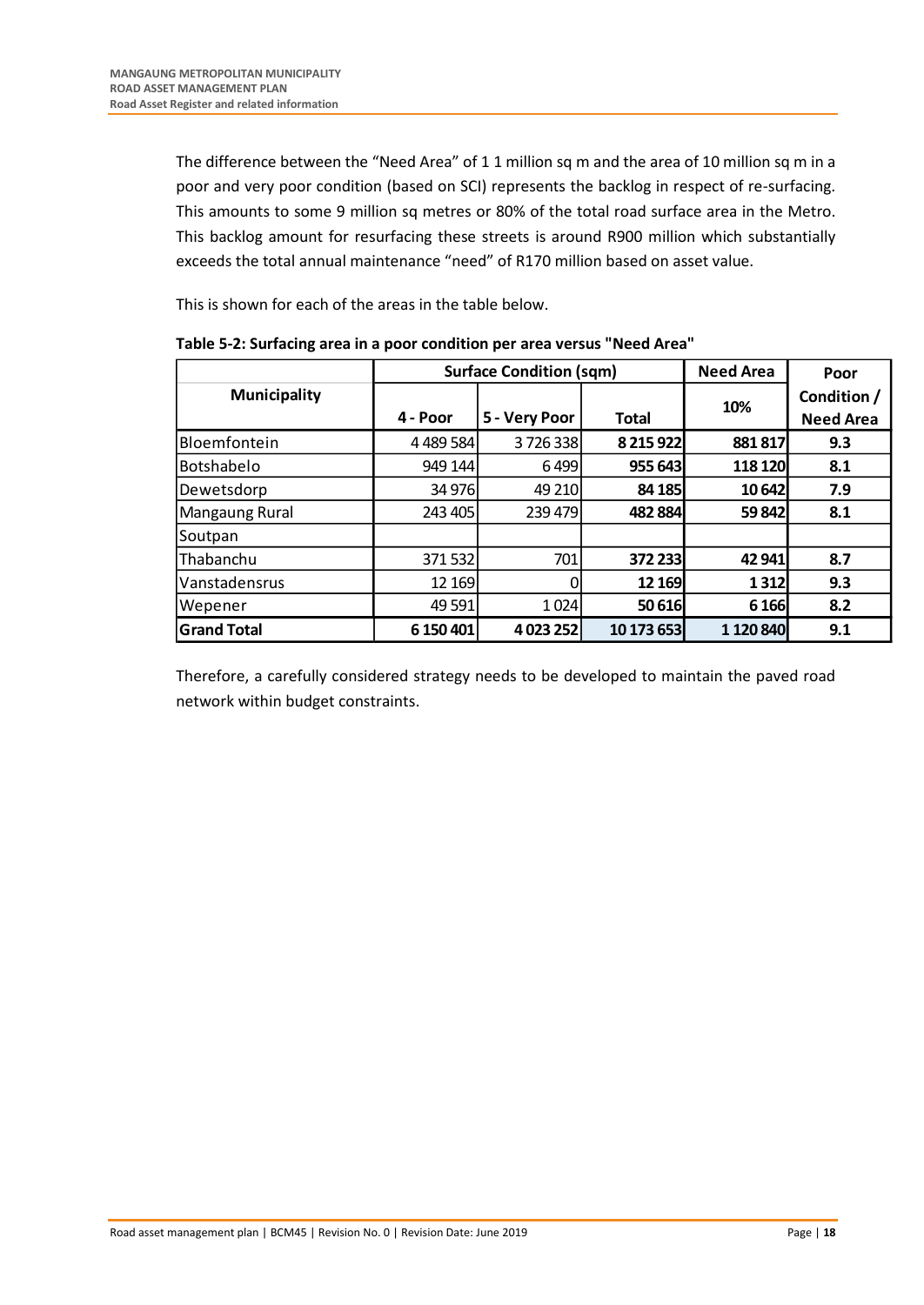The difference between the "Need Area" of 1 1 million sq m and the area of 10 million sq m in a poor and very poor condition (based on SCI) represents the backlog in respect of re-surfacing. This amounts to some 9 million sq metres or 80% of the total road surface area in the Metro. This backlog amount for resurfacing these streets is around R900 million which substantially exceeds the total annual maintenance "need" of R170 million based on asset value.

This is shown for each of the areas in the table below.

**Table 5-2: Surfacing area in a poor condition per area versus "Need Area"**

| Municipality | Surface Condition (sqm) | | | Need Area | Poor Condition / Need Area |
|---|---|---|---|---|---|
| | 4 - Poor | 5 - Very Poor | Total | 10% | |
| Bloemfontein | 4 489 584 | 3 726 338 | **8 215 922** | **881 817** | **9.3** |
| Botshabelo | 949 144 | 6 499 | **955 643** | **118 120** | **8.1** |
| Dewetsdorp | 34 976 | 49 210 | **84 185** | **10 642** | **7.9** |
| Mangaung Rural | 243 405 | 239 479 | **482 884** | **59 842** | **8.1** |
| Soutpan | | | | | |
| Thabanchu | 371 532 | 701 | **372 233** | **42 941** | **8.7** |
| Vanstadensrus | 12 169 | 0 | **12 169** | **1 312** | **9.3** |
| Wepener | 49 591 | 1 024 | **50 616** | **6 166** | **8.2** |
| **Grand Total** | **6 150 401** | **4 023 252** | **10 173 653** | **1 120 840** | **9.1** |

Therefore, a carefully considered strategy needs to be developed to maintain the paved road network within budget constraints.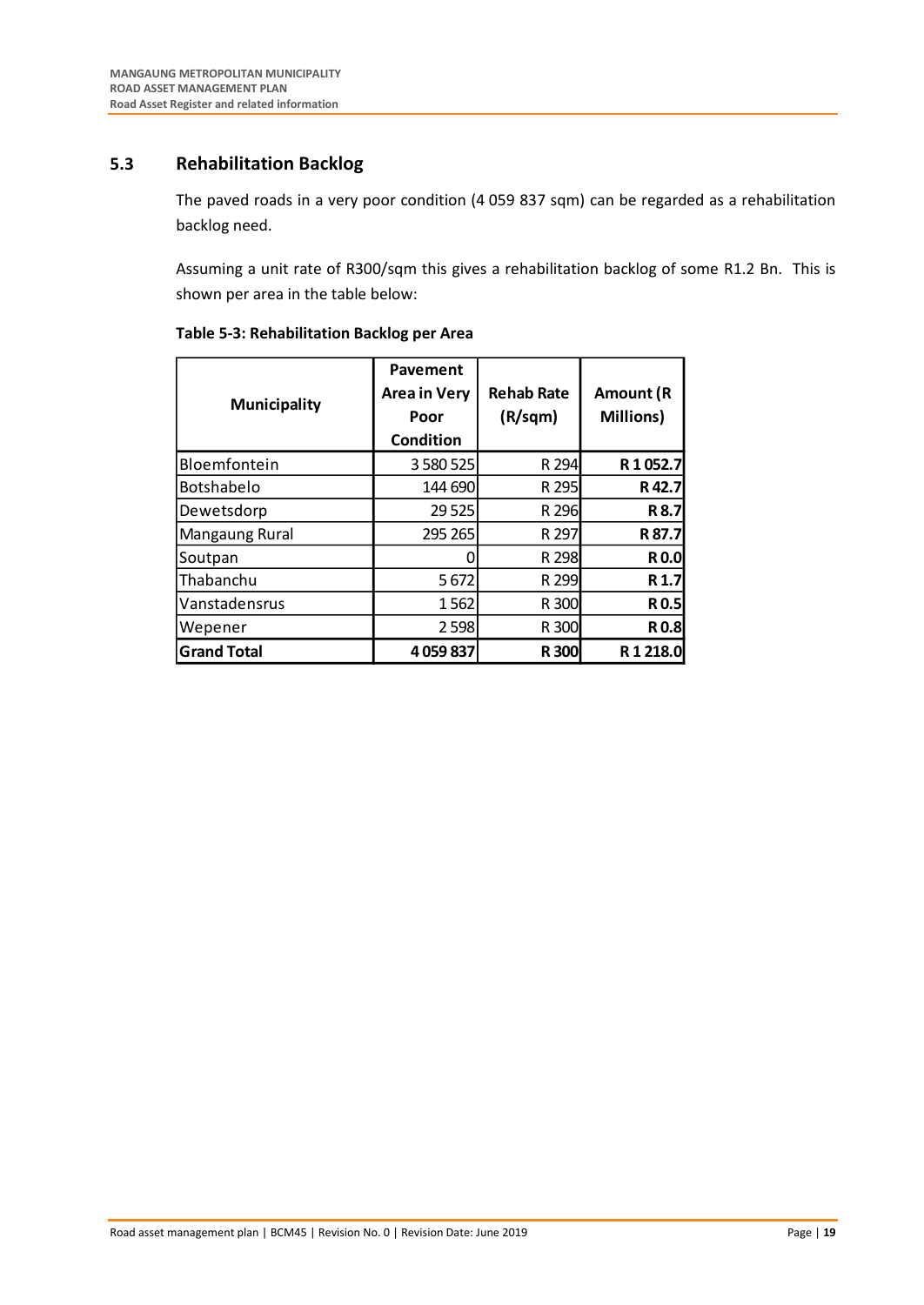## 5.3 Rehabilitation Backlog

The paved roads in a very poor condition (4 059 837 sqm) can be regarded as a rehabilitation backlog need.

Assuming a unit rate of R300/sqm this gives a rehabilitation backlog of some R1.2 Bn. This is shown per area in the table below:

**Table 5-3: Rehabilitation Backlog per Area**

| Municipality | Pavement Area in Very Poor Condition | Rehab Rate (R/sqm) | Amount (R Millions) |
|---|---|---|---|
| Bloemfontein | 3 580 525 | R 294 | **R 1 052.7** |
| Botshabelo | 144 690 | R 295 | **R 42.7** |
| Dewetsdorp | 29 525 | R 296 | **R 8.7** |
| Mangaung Rural | 295 265 | R 297 | **R 87.7** |
| Soutpan | 0 | R 298 | **R 0.0** |
| Thabanchu | 5 672 | R 299 | **R 1.7** |
| Vanstadensrus | 1 562 | R 300 | **R 0.5** |
| Wepener | 2 598 | R 300 | **R 0.8** |
| **Grand Total** | **4 059 837** | **R 300** | **R 1 218.0** |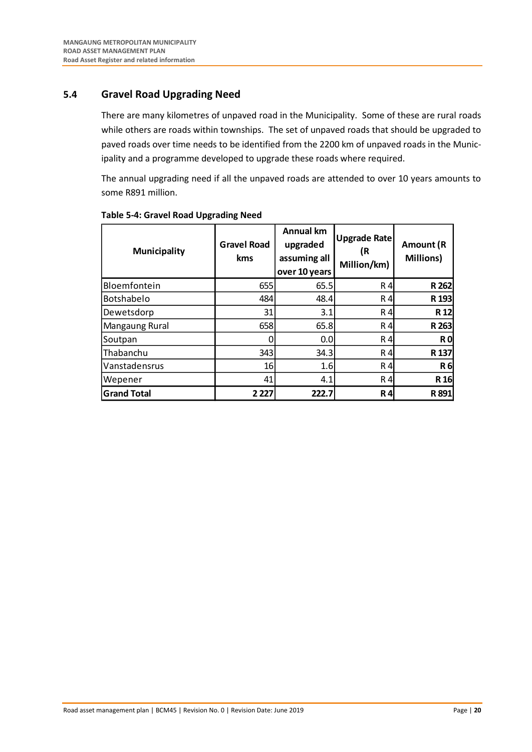## 5.4 Gravel Road Upgrading Need

There are many kilometres of unpaved road in the Municipality. Some of these are rural roads while others are roads within townships. The set of unpaved roads that should be upgraded to paved roads over time needs to be identified from the 2200 km of unpaved roads in the Municipality and a programme developed to upgrade these roads where required.

The annual upgrading need if all the unpaved roads are attended to over 10 years amounts to some R891 million.

**Table 5-4: Gravel Road Upgrading Need**

| Municipality | Gravel Road kms | Annual km upgraded assuming all over 10 years | Upgrade Rate (R Million/km) | Amount (R Millions) |
|---|---|---|---|---|
| Bloemfontein | 655 | 65.5 | R 4 | **R 262** |
| Botshabelo | 484 | 48.4 | R 4 | **R 193** |
| Dewetsdorp | 31 | 3.1 | R 4 | **R 12** |
| Mangaung Rural | 658 | 65.8 | R 4 | **R 263** |
| Soutpan | 0 | 0.0 | R 4 | **R 0** |
| Thabanchu | 343 | 34.3 | R 4 | **R 137** |
| Vanstadensrus | 16 | 1.6 | R 4 | **R 6** |
| Wepener | 41 | 4.1 | R 4 | **R 16** |
| **Grand Total** | **2 227** | **222.7** | **R 4** | **R 891** |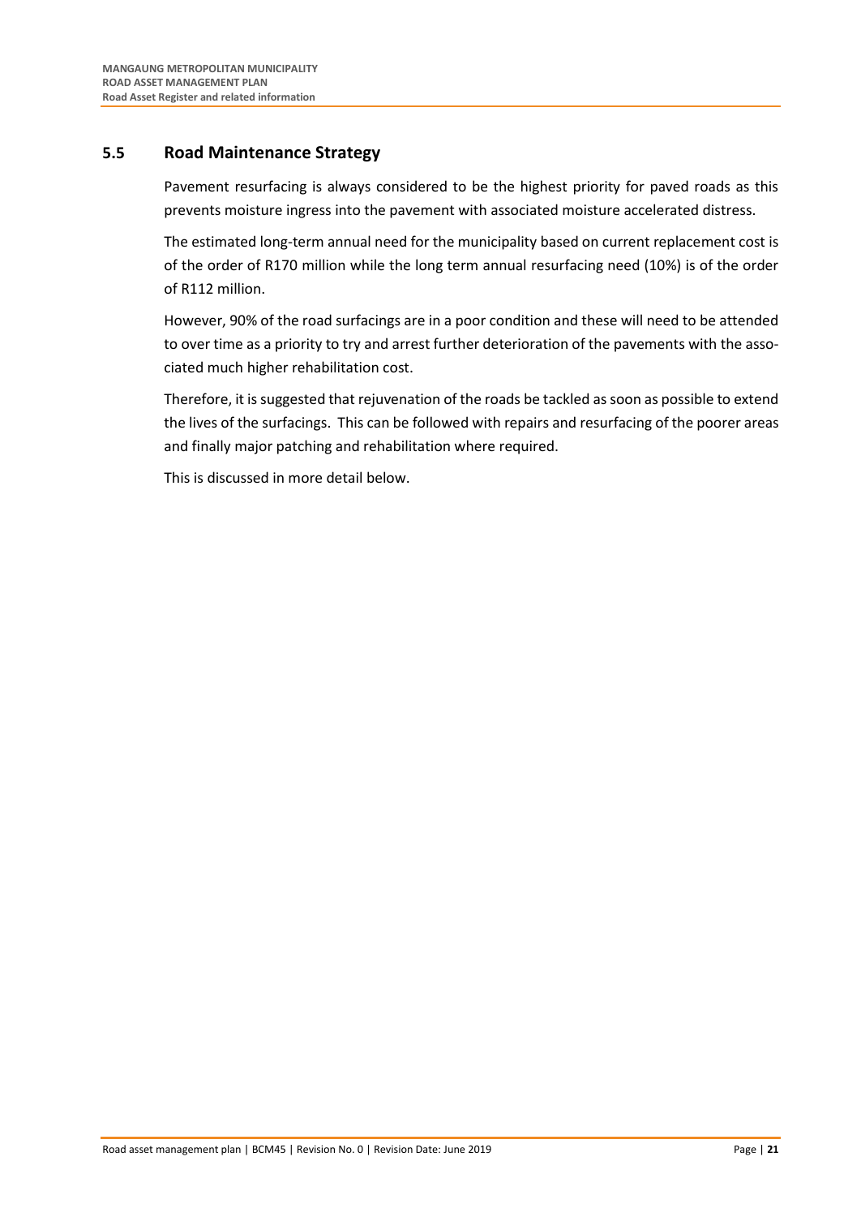## 5.5 Road Maintenance Strategy

Pavement resurfacing is always considered to be the highest priority for paved roads as this prevents moisture ingress into the pavement with associated moisture accelerated distress.

The estimated long-term annual need for the municipality based on current replacement cost is of the order of R170 million while the long term annual resurfacing need (10%) is of the order of R112 million.

However, 90% of the road surfacings are in a poor condition and these will need to be attended to over time as a priority to try and arrest further deterioration of the pavements with the associated much higher rehabilitation cost.

Therefore, it is suggested that rejuvenation of the roads be tackled as soon as possible to extend the lives of the surfacings. This can be followed with repairs and resurfacing of the poorer areas and finally major patching and rehabilitation where required.

This is discussed in more detail below.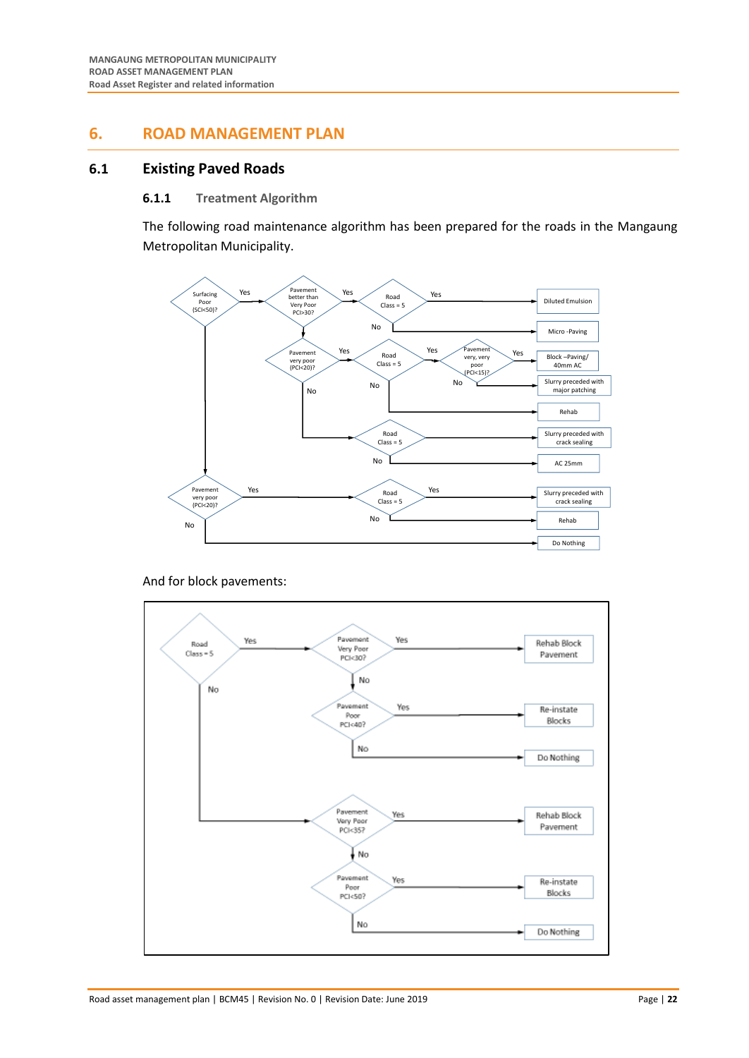# 6. ROAD MANAGEMENT PLAN

## 6.1 Existing Paved Roads

### 6.1.1 Treatment Algorithm

The following road maintenance algorithm has been prepared for the roads in the Mangaung Metropolitan Municipality.

- Surfacing Poor (SCI<50)?
  - Yes → Pavement better than Very Poor PCI>30?
    - Yes → Road Class = 5
      - Yes → Diluted Emulsion
      - No → Micro -Paving
    - No → Pavement very poor (PCI<20)?
      - Yes → Road Class = 5
        - Yes → Pavement very, very poor (PCI<15)?
          - Yes → Block –Paving/ 40mm AC
          - No → Slurry preceded with major patching
        - No → Rehab
      - No → Road Class = 5
        - Yes → Slurry preceded with crack sealing
        - No → AC 25mm
  - No → Pavement very poor (PCI<20)?
    - Yes → Road Class = 5
      - Yes → Slurry preceded with crack sealing
      - No → Rehab
    - No → Do Nothing

And for block pavements:

- Road Class = 5
  - Yes → Pavement Very Poor PCI<30?
    - Yes → Rehab Block Pavement
    - No → Pavement Poor PCI<40?
      - Yes → Re-instate Blocks
      - No → Do Nothing
  - No → Pavement Very Poor PCI<35?
    - Yes → Rehab Block Pavement
    - No → Pavement Poor PCI<50?
      - Yes → Re-instate Blocks
      - No → Do Nothing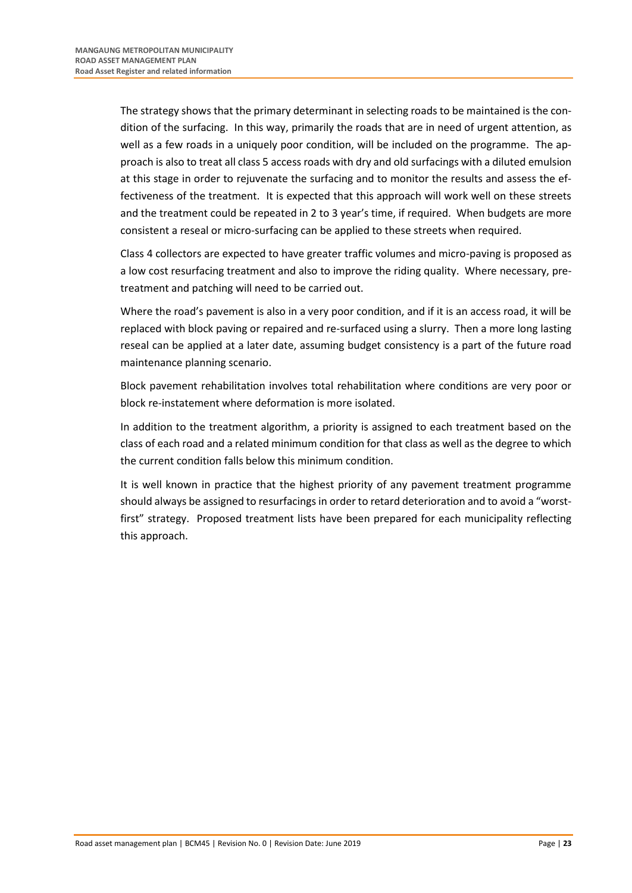The strategy shows that the primary determinant in selecting roads to be maintained is the condition of the surfacing. In this way, primarily the roads that are in need of urgent attention, as well as a few roads in a uniquely poor condition, will be included on the programme. The approach is also to treat all class 5 access roads with dry and old surfacings with a diluted emulsion at this stage in order to rejuvenate the surfacing and to monitor the results and assess the effectiveness of the treatment. It is expected that this approach will work well on these streets and the treatment could be repeated in 2 to 3 year's time, if required. When budgets are more consistent a reseal or micro-surfacing can be applied to these streets when required.

Class 4 collectors are expected to have greater traffic volumes and micro-paving is proposed as a low cost resurfacing treatment and also to improve the riding quality. Where necessary, pre-treatment and patching will need to be carried out.

Where the road's pavement is also in a very poor condition, and if it is an access road, it will be replaced with block paving or repaired and re-surfaced using a slurry. Then a more long lasting reseal can be applied at a later date, assuming budget consistency is a part of the future road maintenance planning scenario.

Block pavement rehabilitation involves total rehabilitation where conditions are very poor or block re-instatement where deformation is more isolated.

In addition to the treatment algorithm, a priority is assigned to each treatment based on the class of each road and a related minimum condition for that class as well as the degree to which the current condition falls below this minimum condition.

It is well known in practice that the highest priority of any pavement treatment programme should always be assigned to resurfacings in order to retard deterioration and to avoid a "worst-first" strategy. Proposed treatment lists have been prepared for each municipality reflecting this approach.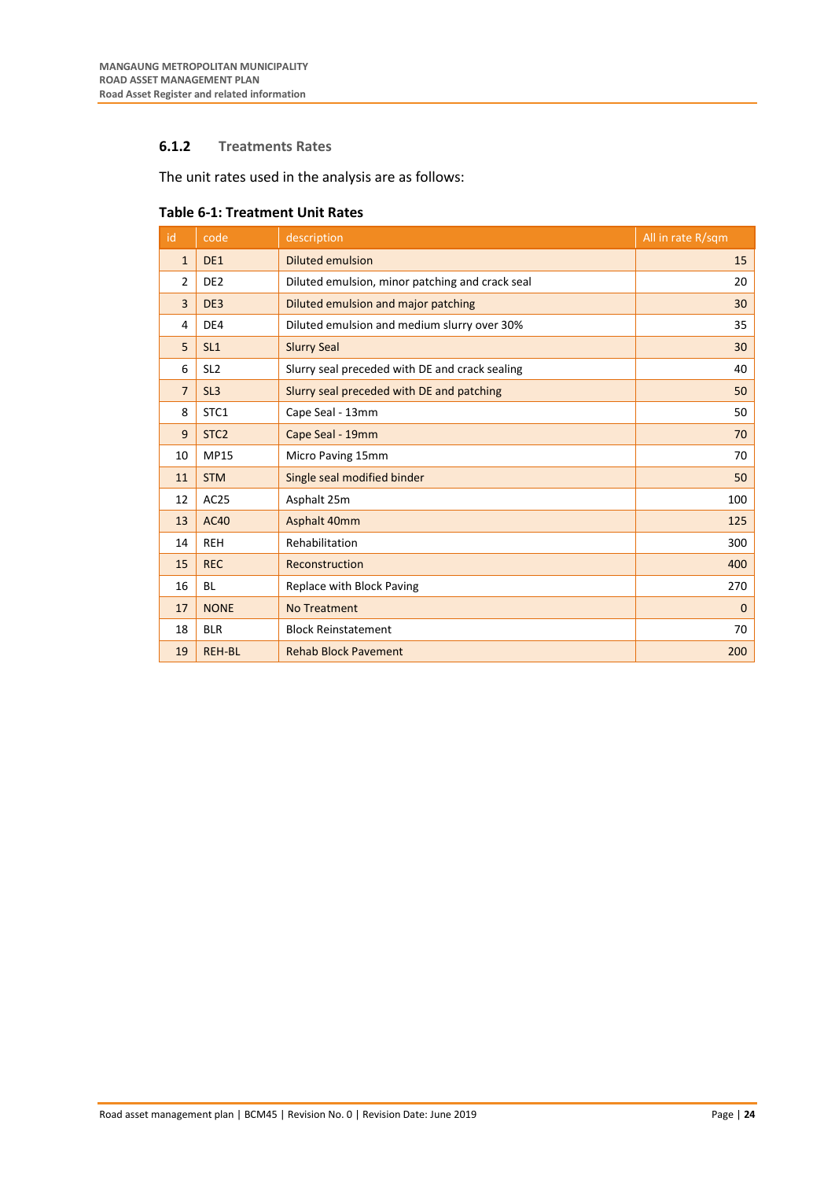### 6.1.2 Treatments Rates

The unit rates used in the analysis are as follows:

**Table 6-1: Treatment Unit Rates**

| id | code | description | All in rate R/sqm |
|---|---|---|---|
| 1 | DE1 | Diluted emulsion | 15 |
| 2 | DE2 | Diluted emulsion, minor patching and crack seal | 20 |
| 3 | DE3 | Diluted emulsion and major patching | 30 |
| 4 | DE4 | Diluted emulsion and medium slurry over 30% | 35 |
| 5 | SL1 | Slurry Seal | 30 |
| 6 | SL2 | Slurry seal preceded with DE and crack sealing | 40 |
| 7 | SL3 | Slurry seal preceded with DE and patching | 50 |
| 8 | STC1 | Cape Seal - 13mm | 50 |
| 9 | STC2 | Cape Seal - 19mm | 70 |
| 10 | MP15 | Micro Paving 15mm | 70 |
| 11 | STM | Single seal modified binder | 50 |
| 12 | AC25 | Asphalt 25m | 100 |
| 13 | AC40 | Asphalt 40mm | 125 |
| 14 | REH | Rehabilitation | 300 |
| 15 | REC | Reconstruction | 400 |
| 16 | BL | Replace with Block Paving | 270 |
| 17 | NONE | No Treatment | 0 |
| 18 | BLR | Block Reinstatement | 70 |
| 19 | REH-BL | Rehab Block Pavement | 200 |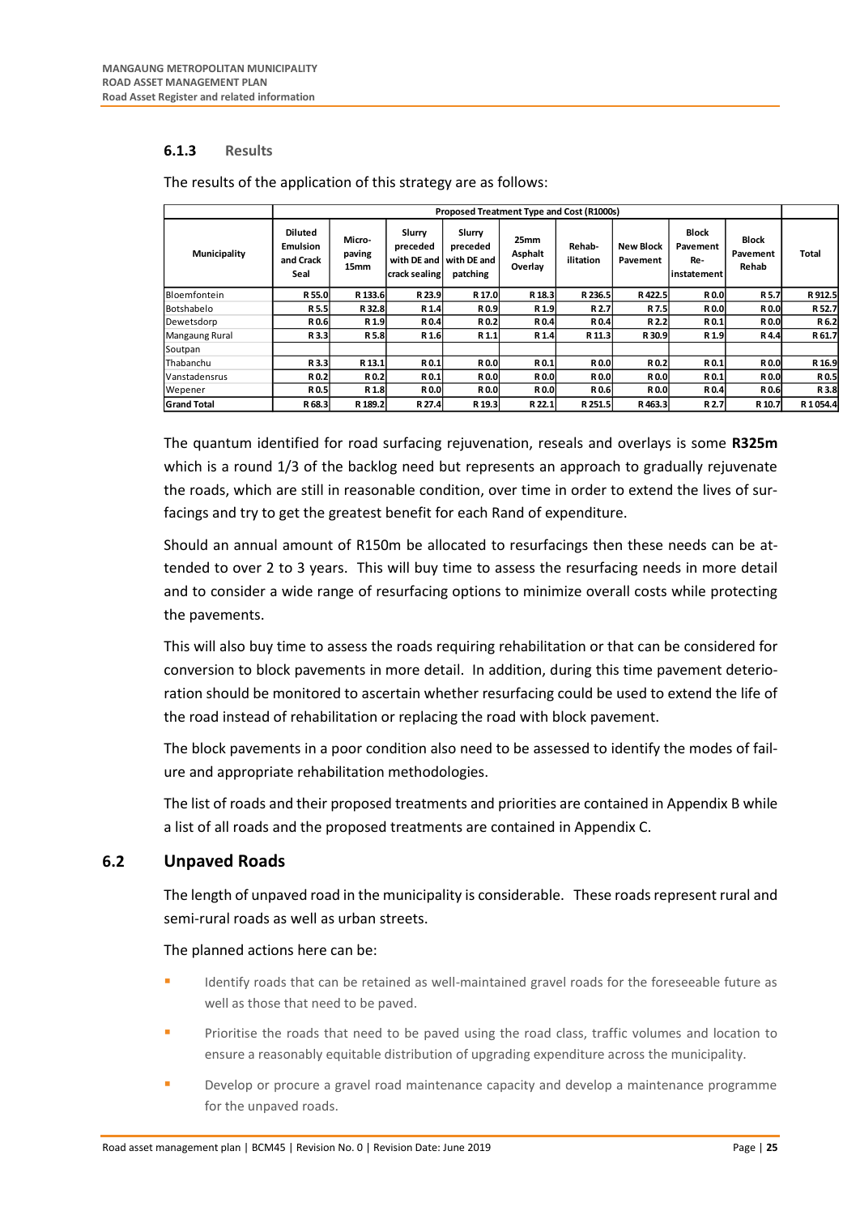### 6.1.3 Results

The results of the application of this strategy are as follows:

| Municipality | Proposed Treatment Type and Cost (R1000s) | | | | | | | | | |
|---|---|---|---|---|---|---|---|---|---|---|
| | Diluted Emulsion and Crack Seal | Micro-paving 15mm | Slurry preceded with DE and crack sealing | Slurry preceded with DE and patching | 25mm Asphalt Overlay | Rehab-ilitation | New Block Pavement | Block Pavement Re-instatement | Block Pavement Rehab | Total |
| Bloemfontein | R 55.0 | R 133.6 | R 23.9 | R 17.0 | R 18.3 | R 236.5 | R 422.5 | R 0.0 | R 5.7 | R 912.5 |
| Botshabelo | R 5.5 | R 32.8 | R 1.4 | R 0.9 | R 1.9 | R 2.7 | R 7.5 | R 0.0 | R 0.0 | R 52.7 |
| Dewetsdorp | R 0.6 | R 1.9 | R 0.4 | R 0.2 | R 0.4 | R 0.4 | R 2.2 | R 0.1 | R 0.0 | R 6.2 |
| Mangaung Rural | R 3.3 | R 5.8 | R 1.6 | R 1.1 | R 1.4 | R 11.3 | R 30.9 | R 1.9 | R 4.4 | R 61.7 |
| Soutpan | | | | | | | | | | |
| Thabanchu | R 3.3 | R 13.1 | R 0.1 | R 0.0 | R 0.1 | R 0.0 | R 0.2 | R 0.1 | R 0.0 | R 16.9 |
| Vanstadensrus | R 0.2 | R 0.2 | R 0.1 | R 0.0 | R 0.0 | R 0.0 | R 0.0 | R 0.1 | R 0.0 | R 0.5 |
| Wepener | R 0.5 | R 1.8 | R 0.0 | R 0.0 | R 0.0 | R 0.6 | R 0.0 | R 0.4 | R 0.6 | R 3.8 |
| **Grand Total** | **R 68.3** | **R 189.2** | **R 27.4** | **R 19.3** | **R 22.1** | **R 251.5** | **R 463.3** | **R 2.7** | **R 10.7** | **R 1 054.4** |

The quantum identified for road surfacing rejuvenation, reseals and overlays is some **R325m** which is a round 1/3 of the backlog need but represents an approach to gradually rejuvenate the roads, which are still in reasonable condition, over time in order to extend the lives of surfacings and try to get the greatest benefit for each Rand of expenditure.

Should an annual amount of R150m be allocated to resurfacings then these needs can be attended to over 2 to 3 years. This will buy time to assess the resurfacing needs in more detail and to consider a wide range of resurfacing options to minimize overall costs while protecting the pavements.

This will also buy time to assess the roads requiring rehabilitation or that can be considered for conversion to block pavements in more detail. In addition, during this time pavement deterioration should be monitored to ascertain whether resurfacing could be used to extend the life of the road instead of rehabilitation or replacing the road with block pavement.

The block pavements in a poor condition also need to be assessed to identify the modes of failure and appropriate rehabilitation methodologies.

The list of roads and their proposed treatments and priorities are contained in Appendix B while a list of all roads and the proposed treatments are contained in Appendix C.

## 6.2 Unpaved Roads

The length of unpaved road in the municipality is considerable. These roads represent rural and semi-rural roads as well as urban streets.

The planned actions here can be:

- Identify roads that can be retained as well-maintained gravel roads for the foreseeable future as well as those that need to be paved.
- Prioritise the roads that need to be paved using the road class, traffic volumes and location to ensure a reasonably equitable distribution of upgrading expenditure across the municipality.
- Develop or procure a gravel road maintenance capacity and develop a maintenance programme for the unpaved roads.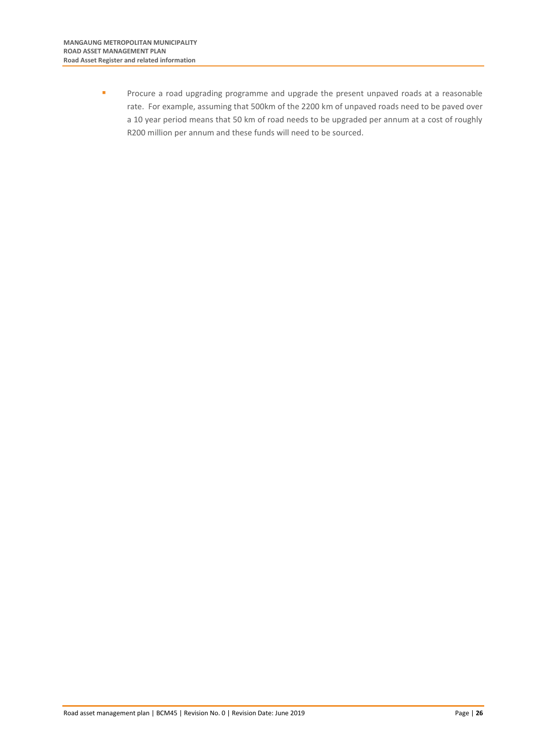- Procure a road upgrading programme and upgrade the present unpaved roads at a reasonable rate. For example, assuming that 500km of the 2200 km of unpaved roads need to be paved over a 10 year period means that 50 km of road needs to be upgraded per annum at a cost of roughly R200 million per annum and these funds will need to be sourced.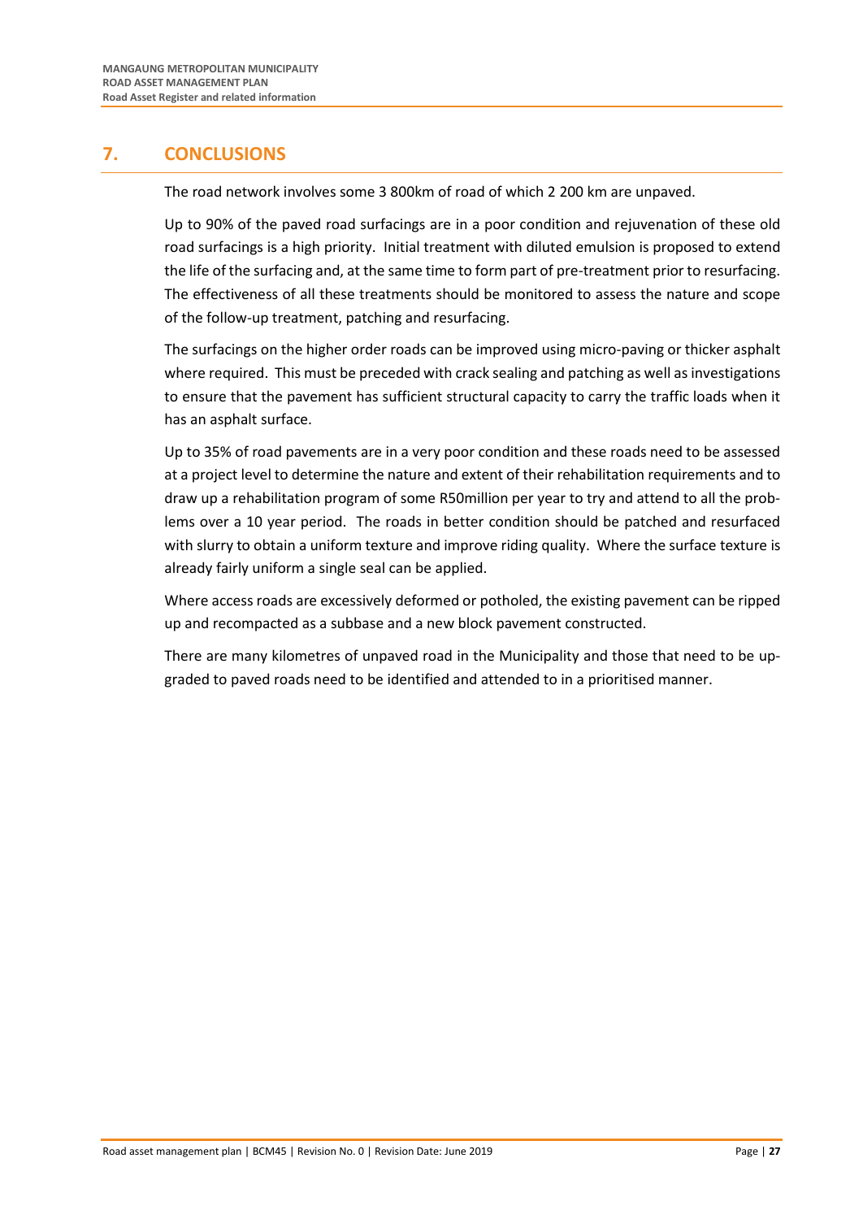# 7. CONCLUSIONS

The road network involves some 3 800km of road of which 2 200 km are unpaved.

Up to 90% of the paved road surfacings are in a poor condition and rejuvenation of these old road surfacings is a high priority. Initial treatment with diluted emulsion is proposed to extend the life of the surfacing and, at the same time to form part of pre-treatment prior to resurfacing. The effectiveness of all these treatments should be monitored to assess the nature and scope of the follow-up treatment, patching and resurfacing.

The surfacings on the higher order roads can be improved using micro-paving or thicker asphalt where required. This must be preceded with crack sealing and patching as well as investigations to ensure that the pavement has sufficient structural capacity to carry the traffic loads when it has an asphalt surface.

Up to 35% of road pavements are in a very poor condition and these roads need to be assessed at a project level to determine the nature and extent of their rehabilitation requirements and to draw up a rehabilitation program of some R50million per year to try and attend to all the problems over a 10 year period. The roads in better condition should be patched and resurfaced with slurry to obtain a uniform texture and improve riding quality. Where the surface texture is already fairly uniform a single seal can be applied.

Where access roads are excessively deformed or potholed, the existing pavement can be ripped up and recompacted as a subbase and a new block pavement constructed.

There are many kilometres of unpaved road in the Municipality and those that need to be upgraded to paved roads need to be identified and attended to in a prioritised manner.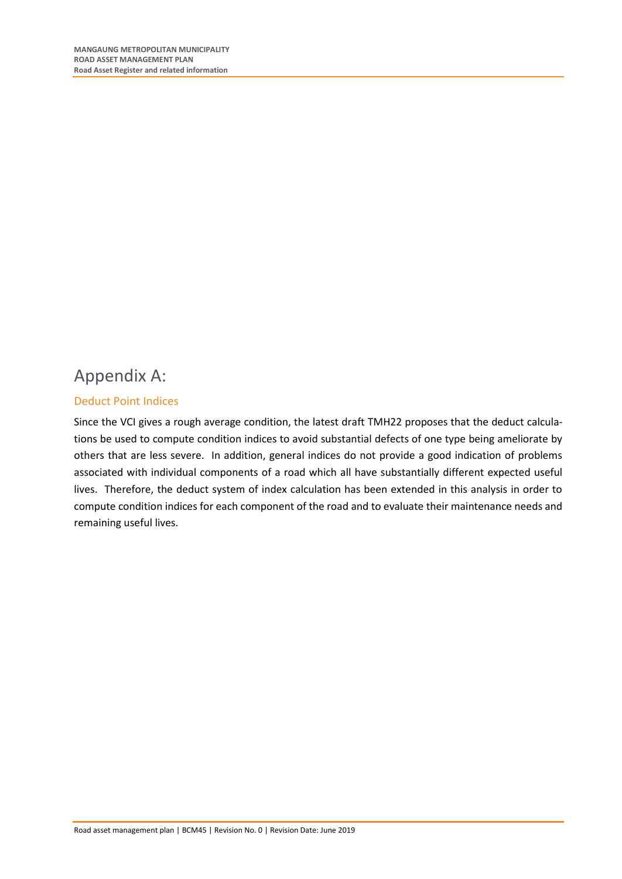# Appendix A:

## Deduct Point Indices

Since the VCI gives a rough average condition, the latest draft TMH22 proposes that the deduct calculations be used to compute condition indices to avoid substantial defects of one type being ameliorate by others that are less severe. In addition, general indices do not provide a good indication of problems associated with individual components of a road which all have substantially different expected useful lives. Therefore, the deduct system of index calculation has been extended in this analysis in order to compute condition indices for each component of the road and to evaluate their maintenance needs and remaining useful lives.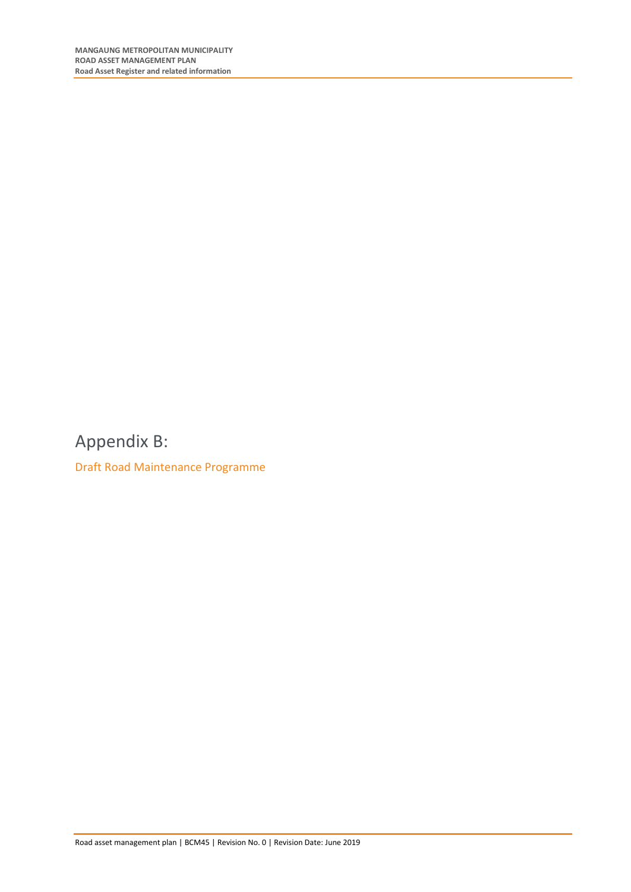# Appendix B:

Draft Road Maintenance Programme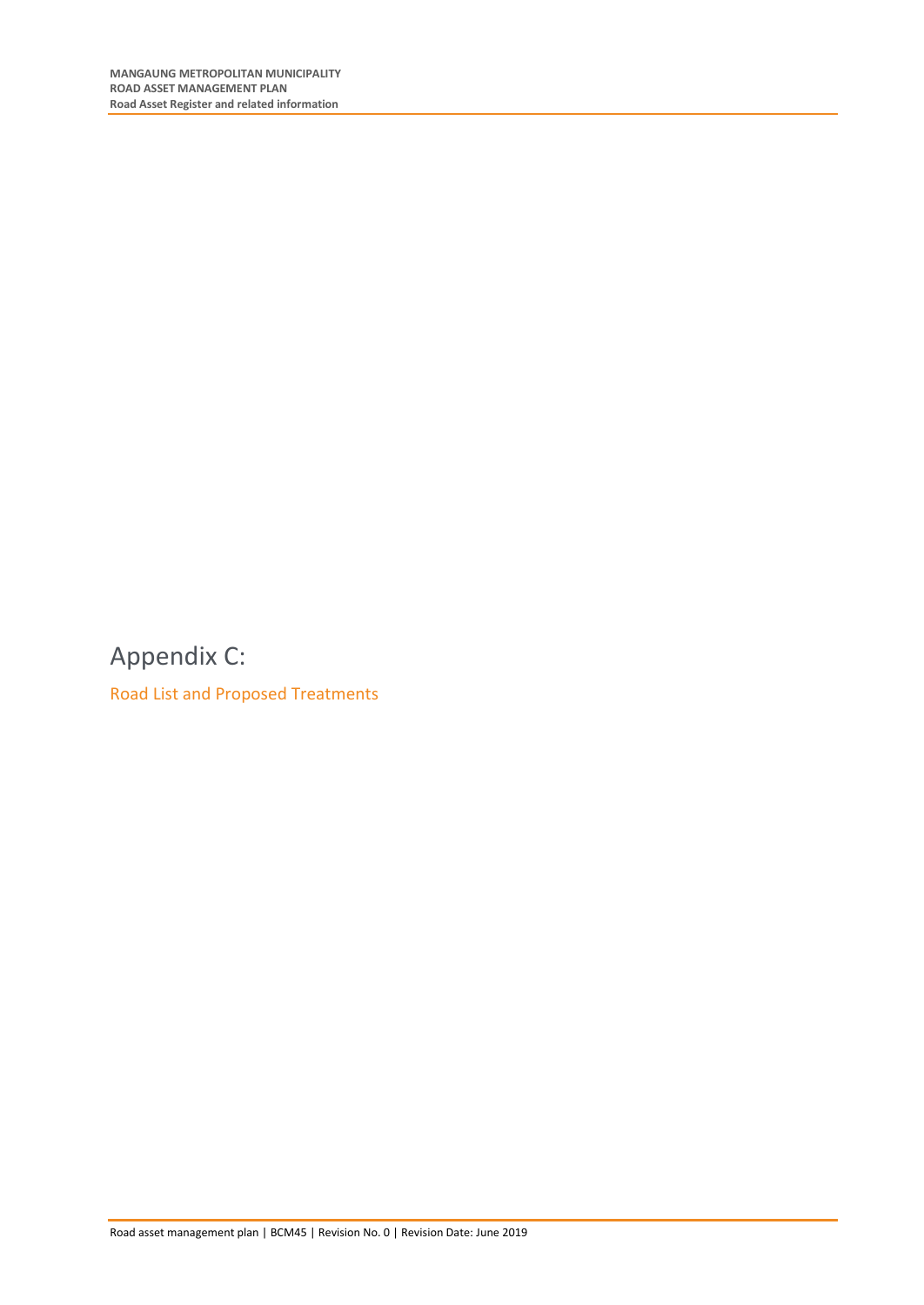# Appendix C:

## Road List and Proposed Treatments